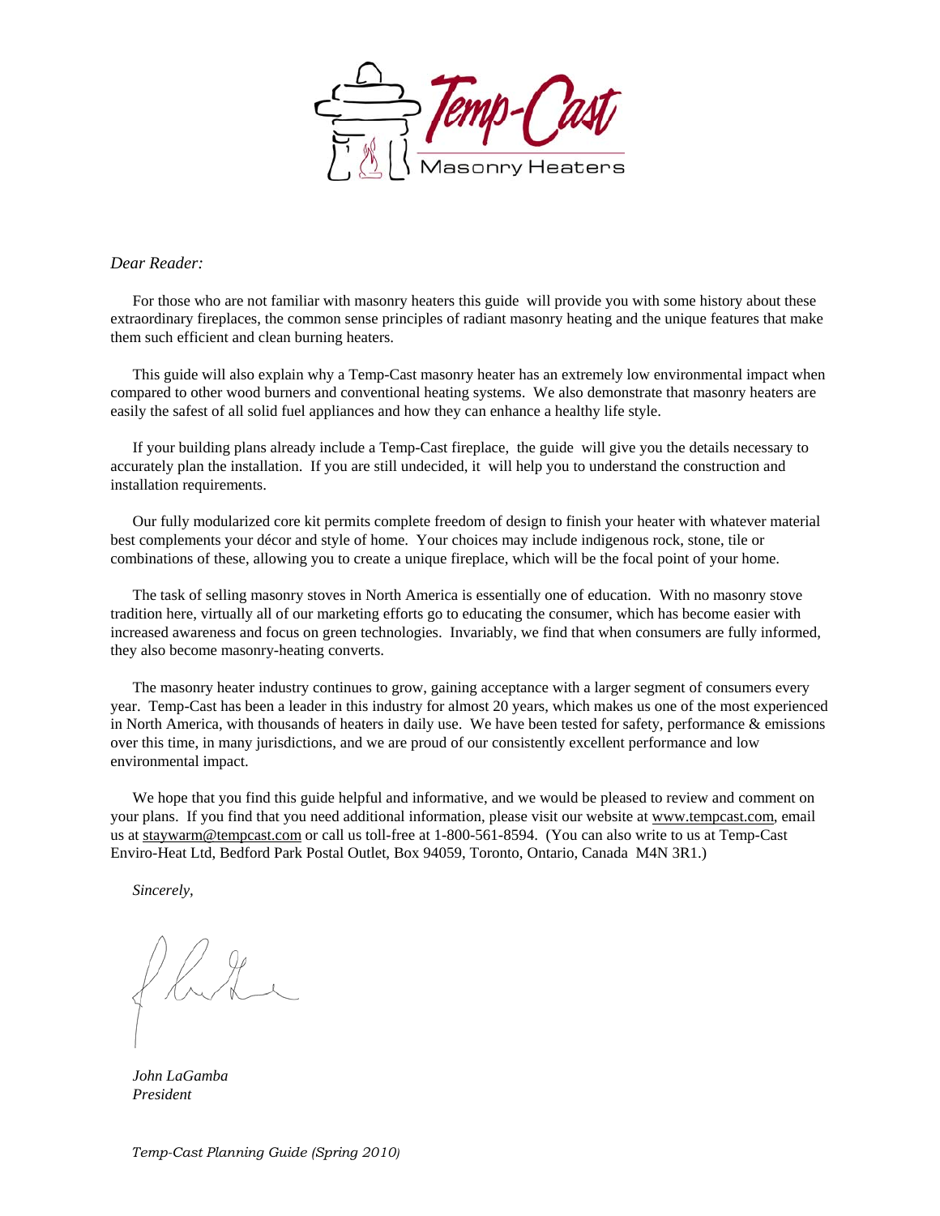Temp-Cast

Masonry Heaters

*Dear Reader:*

For those who are not familiar with masonry heaters this guide will provide you with some history about these extraordinary fireplaces, the common sense principles of radiant masonry heating and the unique features that make them such efficient and clean burning heaters.

This guide will also explain why a Temp-Cast masonry heater has an extremely low environmental impact when compared to other wood burners and conventional heating systems. We also demonstrate that masonry heaters are easily the safest of all solid fuel appliances and how they can enhance a healthy life style.

If your building plans already include a Temp-Cast fireplace, the guide will give you the details necessary to accurately plan the installation. If you are still undecided, it will help you to understand the construction and installation requirements.

Our fully modularized core kit permits complete freedom of design to finish your heater with whatever material best complements your décor and style of home. Your choices may include indigenous rock, stone, tile or combinations of these, allowing you to create a unique fireplace, which will be the focal point of your home.

The task of selling masonry stoves in North America is essentially one of education. With no masonry stove tradition here, virtually all of our marketing efforts go to educating the consumer, which has become easier with increased awareness and focus on green technologies. Invariably, we find that when consumers are fully informed, they also become masonry-heating converts.

The masonry heater industry continues to grow, gaining acceptance with a larger segment of consumers every year. Temp-Cast has been a leader in this industry for almost 20 years, which makes us one of the most experienced in North America, with thousands of heaters in daily use. We have been tested for safety, performance & emissions over this time, in many jurisdictions, and we are proud of our consistently excellent performance and low environmental impact.

We hope that you find this guide helpful and informative, and we would be pleased to review and comment on your plans. If you find that you need additional information, please visit our website at www.tempcast.com, email us at staywarm@tempcast.com or call us toll-free at 1-800-561-8594. (You can also write to us at Temp-Cast Enviro-Heat Ltd, Bedford Park Postal Outlet, Box 94059, Toronto, Ontario, Canada M4N 3R1.)

*Sincerely,*

*John LaGamba*
*President*

*Temp-Cast Planning Guide (Spring 2010)*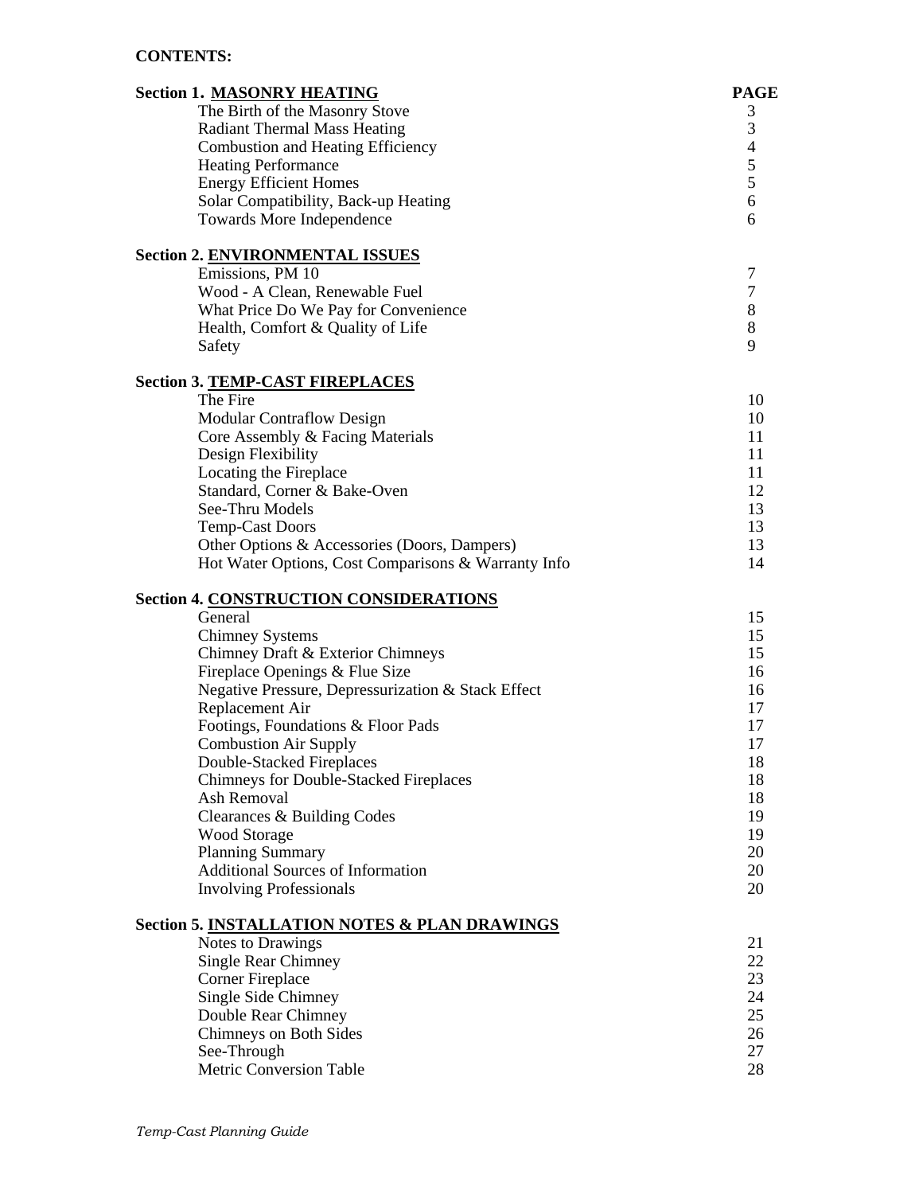**CONTENTS:**

| **Section 1. MASONRY HEATING** | **PAGE** |
|---|---|
| The Birth of the Masonry Stove | 3 |
| Radiant Thermal Mass Heating | 3 |
| Combustion and Heating Efficiency | 4 |
| Heating Performance | 5 |
| Energy Efficient Homes | 5 |
| Solar Compatibility, Back-up Heating | 6 |
| Towards More Independence | 6 |
| **Section 2. ENVIRONMENTAL ISSUES** | |
| Emissions, PM 10 | 7 |
| Wood - A Clean, Renewable Fuel | 7 |
| What Price Do We Pay for Convenience | 8 |
| Health, Comfort & Quality of Life | 8 |
| Safety | 9 |
| **Section 3. TEMP-CAST FIREPLACES** | |
| The Fire | 10 |
| Modular Contraflow Design | 10 |
| Core Assembly & Facing Materials | 11 |
| Design Flexibility | 11 |
| Locating the Fireplace | 11 |
| Standard, Corner & Bake-Oven | 12 |
| See-Thru Models | 13 |
| Temp-Cast Doors | 13 |
| Other Options & Accessories (Doors, Dampers) | 13 |
| Hot Water Options, Cost Comparisons & Warranty Info | 14 |
| **Section 4. CONSTRUCTION CONSIDERATIONS** | |
| General | 15 |
| Chimney Systems | 15 |
| Chimney Draft & Exterior Chimneys | 15 |
| Fireplace Openings & Flue Size | 16 |
| Negative Pressure, Depressurization & Stack Effect | 16 |
| Replacement Air | 17 |
| Footings, Foundations & Floor Pads | 17 |
| Combustion Air Supply | 17 |
| Double-Stacked Fireplaces | 18 |
| Chimneys for Double-Stacked Fireplaces | 18 |
| Ash Removal | 18 |
| Clearances & Building Codes | 19 |
| Wood Storage | 19 |
| Planning Summary | 20 |
| Additional Sources of Information | 20 |
| Involving Professionals | 20 |
| **Section 5. INSTALLATION NOTES & PLAN DRAWINGS** | |
| Notes to Drawings | 21 |
| Single Rear Chimney | 22 |
| Corner Fireplace | 23 |
| Single Side Chimney | 24 |
| Double Rear Chimney | 25 |
| Chimneys on Both Sides | 26 |
| See-Through | 27 |
| Metric Conversion Table | 28 |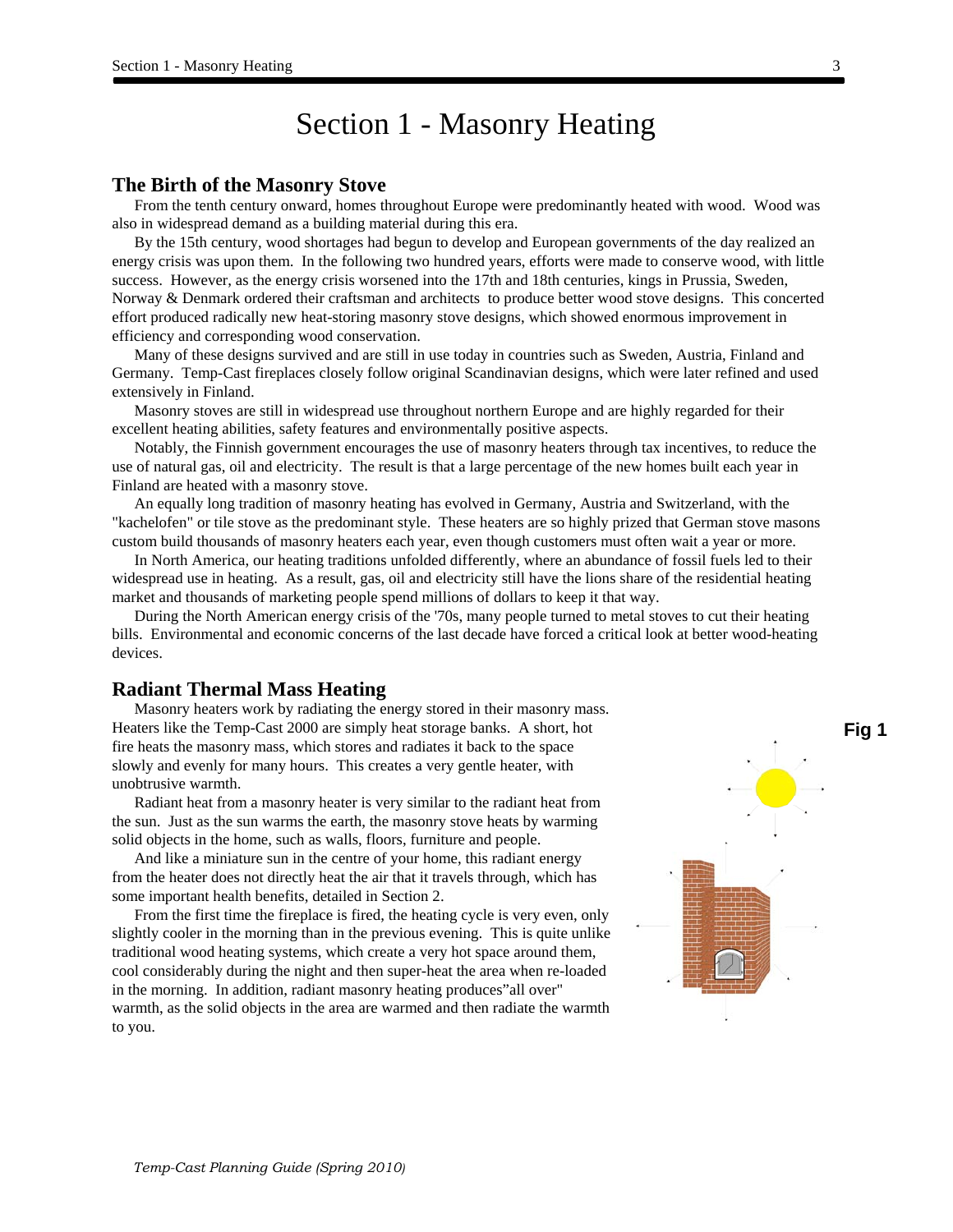# Section 1 - Masonry Heating

## The Birth of the Masonry Stove

From the tenth century onward, homes throughout Europe were predominantly heated with wood. Wood was also in widespread demand as a building material during this era.

By the 15th century, wood shortages had begun to develop and European governments of the day realized an energy crisis was upon them. In the following two hundred years, efforts were made to conserve wood, with little success. However, as the energy crisis worsened into the 17th and 18th centuries, kings in Prussia, Sweden, Norway & Denmark ordered their craftsman and architects to produce better wood stove designs. This concerted effort produced radically new heat-storing masonry stove designs, which showed enormous improvement in efficiency and corresponding wood conservation.

Many of these designs survived and are still in use today in countries such as Sweden, Austria, Finland and Germany. Temp-Cast fireplaces closely follow original Scandinavian designs, which were later refined and used extensively in Finland.

Masonry stoves are still in widespread use throughout northern Europe and are highly regarded for their excellent heating abilities, safety features and environmentally positive aspects.

Notably, the Finnish government encourages the use of masonry heaters through tax incentives, to reduce the use of natural gas, oil and electricity. The result is that a large percentage of the new homes built each year in Finland are heated with a masonry stove.

An equally long tradition of masonry heating has evolved in Germany, Austria and Switzerland, with the "kachelofen" or tile stove as the predominant style. These heaters are so highly prized that German stove masons custom build thousands of masonry heaters each year, even though customers must often wait a year or more.

In North America, our heating traditions unfolded differently, where an abundance of fossil fuels led to their widespread use in heating. As a result, gas, oil and electricity still have the lions share of the residential heating market and thousands of marketing people spend millions of dollars to keep it that way.

During the North American energy crisis of the '70s, many people turned to metal stoves to cut their heating bills. Environmental and economic concerns of the last decade have forced a critical look at better wood-heating devices.

## Radiant Thermal Mass Heating

Masonry heaters work by radiating the energy stored in their masonry mass. Heaters like the Temp-Cast 2000 are simply heat storage banks. A short, hot fire heats the masonry mass, which stores and radiates it back to the space slowly and evenly for many hours. This creates a very gentle heater, with unobtrusive warmth.

Radiant heat from a masonry heater is very similar to the radiant heat from the sun. Just as the sun warms the earth, the masonry stove heats by warming solid objects in the home, such as walls, floors, furniture and people.

And like a miniature sun in the centre of your home, this radiant energy from the heater does not directly heat the air that it travels through, which has some important health benefits, detailed in Section 2.

From the first time the fireplace is fired, the heating cycle is very even, only slightly cooler in the morning than in the previous evening. This is quite unlike traditional wood heating systems, which create a very hot space around them, cool considerably during the night and then super-heat the area when re-loaded in the morning. In addition, radiant masonry heating produces"all over" warmth, as the solid objects in the area are warmed and then radiate the warmth to you.

**Fig 1**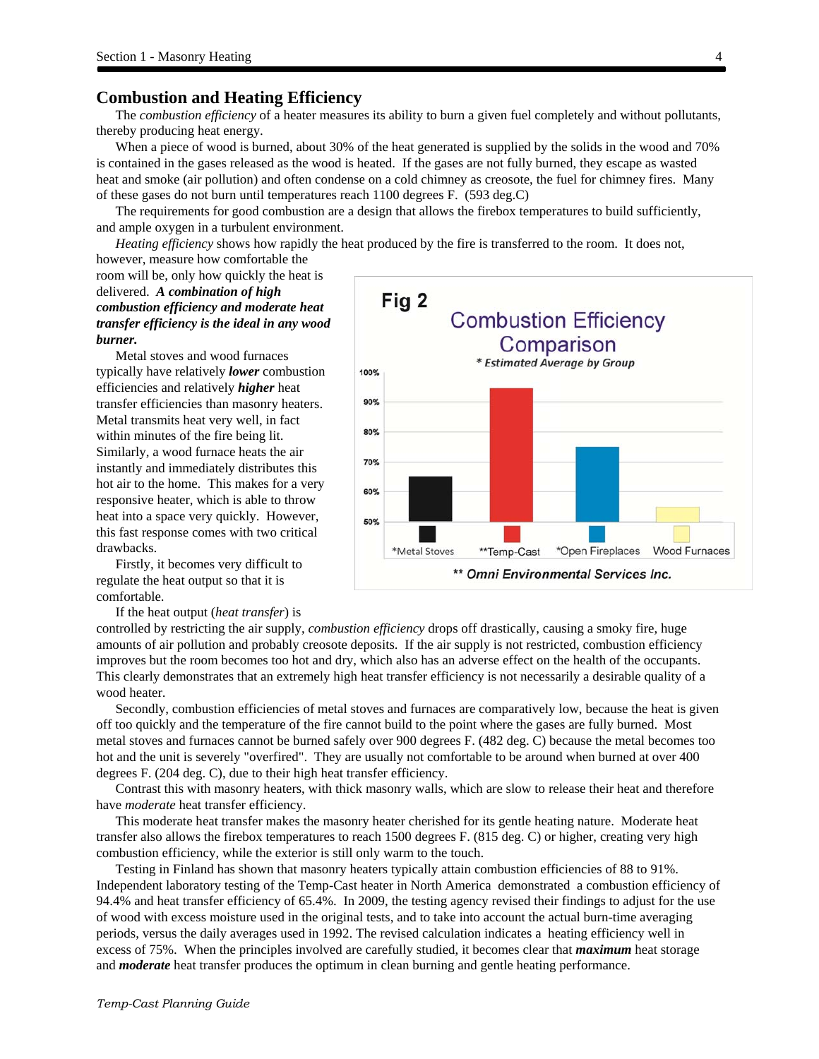## Combustion and Heating Efficiency

The *combustion efficiency* of a heater measures its ability to burn a given fuel completely and without pollutants, thereby producing heat energy.

When a piece of wood is burned, about 30% of the heat generated is supplied by the solids in the wood and 70% is contained in the gases released as the wood is heated. If the gases are not fully burned, they escape as wasted heat and smoke (air pollution) and often condense on a cold chimney as creosote, the fuel for chimney fires. Many of these gases do not burn until temperatures reach 1100 degrees F. (593 deg.C)

The requirements for good combustion are a design that allows the firebox temperatures to build sufficiently, and ample oxygen in a turbulent environment.

*Heating efficiency* shows how rapidly the heat produced by the fire is transferred to the room. It does not, however, measure how comfortable the room will be, only how quickly the heat is delivered. ***A combination of high combustion efficiency and moderate heat transfer efficiency is the ideal in any wood burner.***

Metal stoves and wood furnaces typically have relatively ***lower*** combustion efficiencies and relatively ***higher*** heat transfer efficiencies than masonry heaters. Metal transmits heat very well, in fact within minutes of the fire being lit. Similarly, a wood furnace heats the air instantly and immediately distributes this hot air to the home. This makes for a very responsive heater, which is able to throw heat into a space very quickly. However, this fast response comes with two critical drawbacks.

Fig 2

Combustion Efficiency Comparison

\* Estimated Average by Group

| | *Metal Stoves | **Temp-Cast | *Open Fireplaces | Wood Furnaces |
|---|---|---|---|---|
| Combustion Efficiency | ~65% | ~95% | ~75% | ~55% |

** Omni Environmental Services Inc.

Firstly, it becomes very difficult to regulate the heat output so that it is comfortable.

If the heat output (*heat transfer*) is controlled by restricting the air supply, *combustion efficiency* drops off drastically, causing a smoky fire, huge amounts of air pollution and probably creosote deposits. If the air supply is not restricted, combustion efficiency improves but the room becomes too hot and dry, which also has an adverse effect on the health of the occupants. This clearly demonstrates that an extremely high heat transfer efficiency is not necessarily a desirable quality of a wood heater.

Secondly, combustion efficiencies of metal stoves and furnaces are comparatively low, because the heat is given off too quickly and the temperature of the fire cannot build to the point where the gases are fully burned. Most metal stoves and furnaces cannot be burned safely over 900 degrees F. (482 deg. C) because the metal becomes too hot and the unit is severely "overfired". They are usually not comfortable to be around when burned at over 400 degrees F. (204 deg. C), due to their high heat transfer efficiency.

Contrast this with masonry heaters, with thick masonry walls, which are slow to release their heat and therefore have *moderate* heat transfer efficiency.

This moderate heat transfer makes the masonry heater cherished for its gentle heating nature. Moderate heat transfer also allows the firebox temperatures to reach 1500 degrees F. (815 deg. C) or higher, creating very high combustion efficiency, while the exterior is still only warm to the touch.

Testing in Finland has shown that masonry heaters typically attain combustion efficiencies of 88 to 91%. Independent laboratory testing of the Temp-Cast heater in North America demonstrated a combustion efficiency of 94.4% and heat transfer efficiency of 65.4%. In 2009, the testing agency revised their findings to adjust for the use of wood with excess moisture used in the original tests, and to take into account the actual burn-time averaging periods, versus the daily averages used in 1992. The revised calculation indicates a heating efficiency well in excess of 75%. When the principles involved are carefully studied, it becomes clear that ***maximum*** heat storage and ***moderate*** heat transfer produces the optimum in clean burning and gentle heating performance.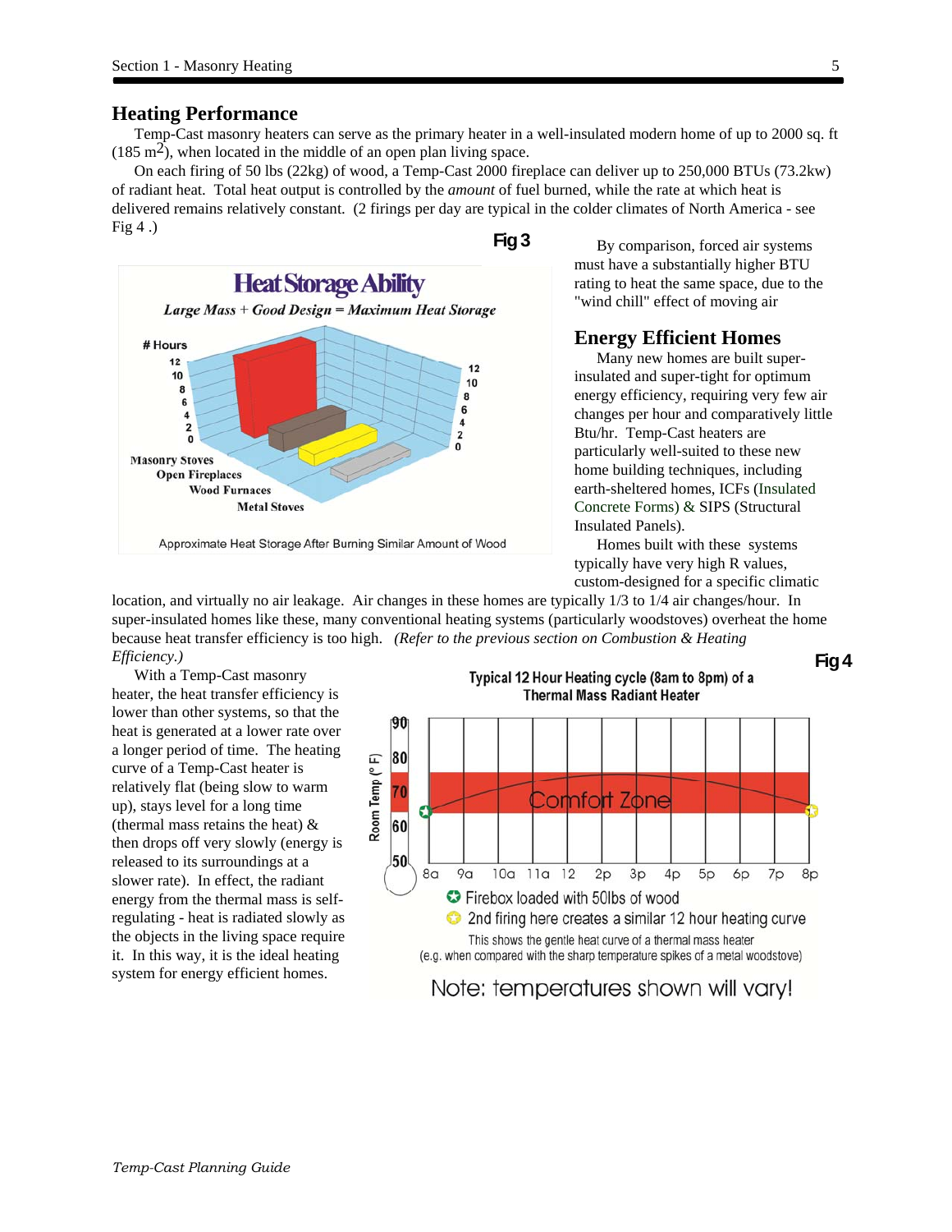## Heating Performance

Temp-Cast masonry heaters can serve as the primary heater in a well-insulated modern home of up to 2000 sq. ft (185 $m^2$), when located in the middle of an open plan living space.

On each firing of 50 lbs (22kg) of wood, a Temp-Cast 2000 fireplace can deliver up to 250,000 BTUs (73.2kw) of radiant heat. Total heat output is controlled by the *amount* of fuel burned, while the rate at which heat is delivered remains relatively constant. (2 firings per day are typical in the colder climates of North America - see Fig 4 .)

**Fig 3**

**Heat Storage Ability**

*Large Mass + Good Design = Maximum Heat Storage*

Approximate Heat Storage After Burning Similar Amount of Wood

By comparison, forced air systems must have a substantially higher BTU rating to heat the same space, due to the "wind chill" effect of moving air

## Energy Efficient Homes

Many new homes are built super-insulated and super-tight for optimum energy efficiency, requiring very few air changes per hour and comparatively little Btu/hr. Temp-Cast heaters are particularly well-suited to these new home building techniques, including earth-sheltered homes, ICFs (Insulated Concrete Forms) & SIPS (Structural Insulated Panels).

Homes built with these systems typically have very high R values, custom-designed for a specific climatic location, and virtually no air leakage. Air changes in these homes are typically 1/3 to 1/4 air changes/hour. In super-insulated homes like these, many conventional heating systems (particularly woodstoves) overheat the home because heat transfer efficiency is too high. *(Refer to the previous section on Combustion & Heating Efficiency.)*

With a Temp-Cast masonry heater, the heat transfer efficiency is lower than other systems, so that the heat is generated at a lower rate over a longer period of time. The heating curve of a Temp-Cast heater is relatively flat (being slow to warm up), stays level for a long time (thermal mass retains the heat) & then drops off very slowly (energy is released to its surroundings at a slower rate). In effect, the radiant energy from the thermal mass is self-regulating - heat is radiated slowly as the objects in the living space require it. In this way, it is the ideal heating system for energy efficient homes.

**Fig 4**

**Typical 12 Hour Heating cycle (8am to 8pm) of a Thermal Mass Radiant Heater**

- Firebox loaded with 50lbs of wood
- 2nd firing here creates a similar 12 hour heating curve

This shows the gentle heat curve of a thermal mass heater (e.g. when compared with the sharp temperature spikes of a metal woodstove)

Note: temperatures shown will vary!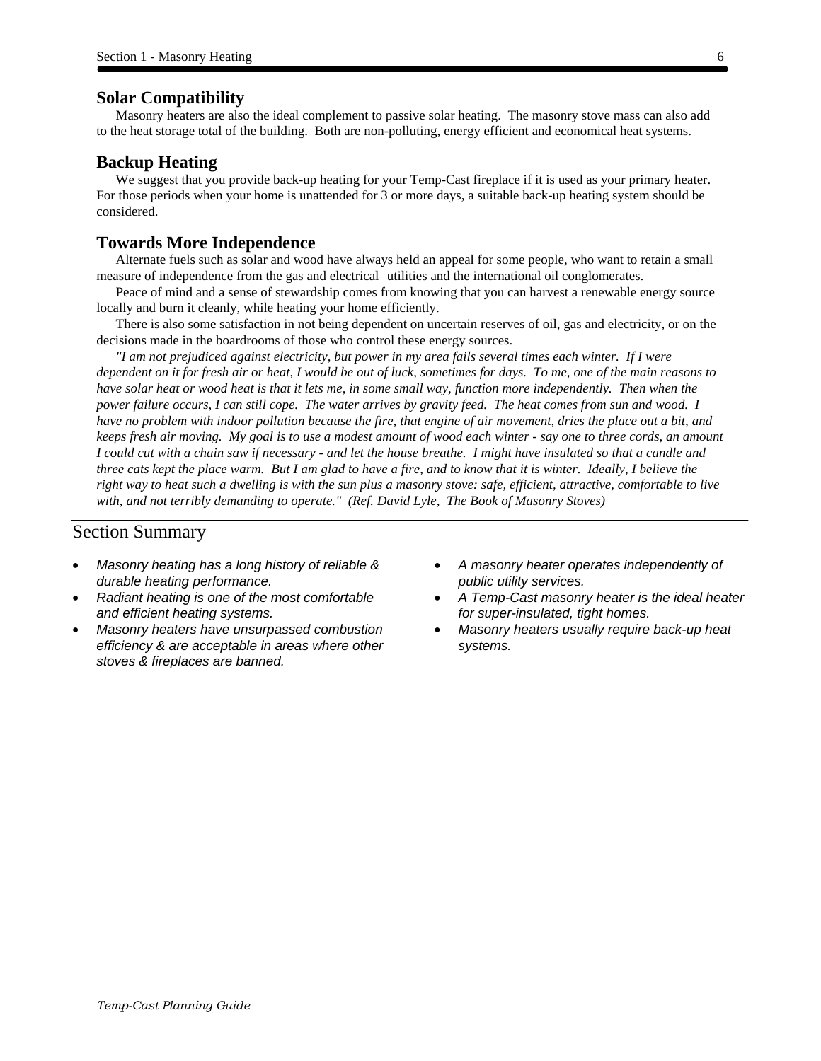## Solar Compatibility

Masonry heaters are also the ideal complement to passive solar heating. The masonry stove mass can also add to the heat storage total of the building. Both are non-polluting, energy efficient and economical heat systems.

## Backup Heating

We suggest that you provide back-up heating for your Temp-Cast fireplace if it is used as your primary heater. For those periods when your home is unattended for 3 or more days, a suitable back-up heating system should be considered.

## Towards More Independence

Alternate fuels such as solar and wood have always held an appeal for some people, who want to retain a small measure of independence from the gas and electrical utilities and the international oil conglomerates.

Peace of mind and a sense of stewardship comes from knowing that you can harvest a renewable energy source locally and burn it cleanly, while heating your home efficiently.

There is also some satisfaction in not being dependent on uncertain reserves of oil, gas and electricity, or on the decisions made in the boardrooms of those who control these energy sources.

*"I am not prejudiced against electricity, but power in my area fails several times each winter. If I were dependent on it for fresh air or heat, I would be out of luck, sometimes for days. To me, one of the main reasons to have solar heat or wood heat is that it lets me, in some small way, function more independently. Then when the power failure occurs, I can still cope. The water arrives by gravity feed. The heat comes from sun and wood. I have no problem with indoor pollution because the fire, that engine of air movement, dries the place out a bit, and keeps fresh air moving. My goal is to use a modest amount of wood each winter - say one to three cords, an amount I could cut with a chain saw if necessary - and let the house breathe. I might have insulated so that a candle and three cats kept the place warm. But I am glad to have a fire, and to know that it is winter. Ideally, I believe the right way to heat such a dwelling is with the sun plus a masonry stove: safe, efficient, attractive, comfortable to live with, and not terribly demanding to operate." (Ref. David Lyle, The Book of Masonry Stoves)*

## Section Summary

- *Masonry heating has a long history of reliable & durable heating performance.*
- *Radiant heating is one of the most comfortable and efficient heating systems.*
- *Masonry heaters have unsurpassed combustion efficiency & are acceptable in areas where other stoves & fireplaces are banned.*
- *A masonry heater operates independently of public utility services.*
- *A Temp-Cast masonry heater is the ideal heater for super-insulated, tight homes.*
- *Masonry heaters usually require back-up heat systems.*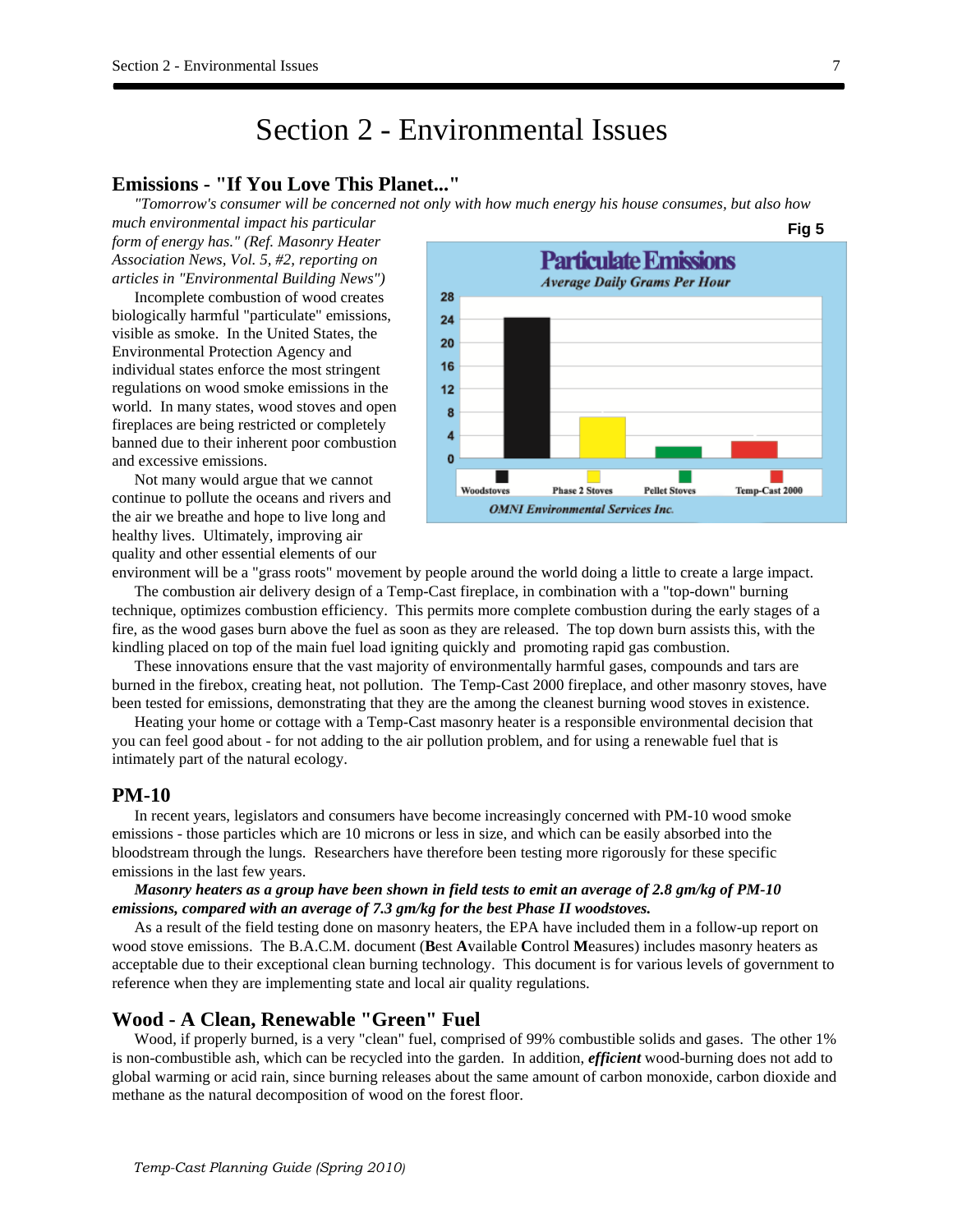# Section 2 - Environmental Issues

## Emissions - "If You Love This Planet..."

*"Tomorrow's consumer will be concerned not only with how much energy his house consumes, but also how much environmental impact his particular form of energy has." (Ref. Masonry Heater Association News, Vol. 5, #2, reporting on articles in "Environmental Building News")*

Incomplete combustion of wood creates biologically harmful "particulate" emissions, visible as smoke. In the United States, the Environmental Protection Agency and individual states enforce the most stringent regulations on wood smoke emissions in the world. In many states, wood stoves and open fireplaces are being restricted or completely banned due to their inherent poor combustion and excessive emissions.

Not many would argue that we cannot continue to pollute the oceans and rivers and the air we breathe and hope to live long and healthy lives. Ultimately, improving air quality and other essential elements of our environment will be a "grass roots" movement by people around the world doing a little to create a large impact.

Fig 5

**Particulate Emissions**
*Average Daily Grams Per Hour*

Woodstoves, Phase 2 Stoves, Pellet Stoves, Temp-Cast 2000

*OMNI Environmental Services Inc.*

The combustion air delivery design of a Temp-Cast fireplace, in combination with a "top-down" burning technique, optimizes combustion efficiency. This permits more complete combustion during the early stages of a fire, as the wood gases burn above the fuel as soon as they are released. The top down burn assists this, with the kindling placed on top of the main fuel load igniting quickly and promoting rapid gas combustion.

These innovations ensure that the vast majority of environmentally harmful gases, compounds and tars are burned in the firebox, creating heat, not pollution. The Temp-Cast 2000 fireplace, and other masonry stoves, have been tested for emissions, demonstrating that they are the among the cleanest burning wood stoves in existence.

Heating your home or cottage with a Temp-Cast masonry heater is a responsible environmental decision that you can feel good about - for not adding to the air pollution problem, and for using a renewable fuel that is intimately part of the natural ecology.

## PM-10

In recent years, legislators and consumers have become increasingly concerned with PM-10 wood smoke emissions - those particles which are 10 microns or less in size, and which can be easily absorbed into the bloodstream through the lungs. Researchers have therefore been testing more rigorously for these specific emissions in the last few years.

***Masonry heaters as a group have been shown in field tests to emit an average of 2.8 gm/kg of PM-10 emissions, compared with an average of 7.3 gm/kg for the best Phase II woodstoves.***

As a result of the field testing done on masonry heaters, the EPA have included them in a follow-up report on wood stove emissions. The B.A.C.M. document (**B**est **A**vailable **C**ontrol **M**easures) includes masonry heaters as acceptable due to their exceptional clean burning technology. This document is for various levels of government to reference when they are implementing state and local air quality regulations.

## Wood - A Clean, Renewable "Green" Fuel

Wood, if properly burned, is a very "clean" fuel, comprised of 99% combustible solids and gases. The other 1% is non-combustible ash, which can be recycled into the garden. In addition, ***efficient*** wood-burning does not add to global warming or acid rain, since burning releases about the same amount of carbon monoxide, carbon dioxide and methane as the natural decomposition of wood on the forest floor.

*Temp-Cast Planning Guide (Spring 2010)*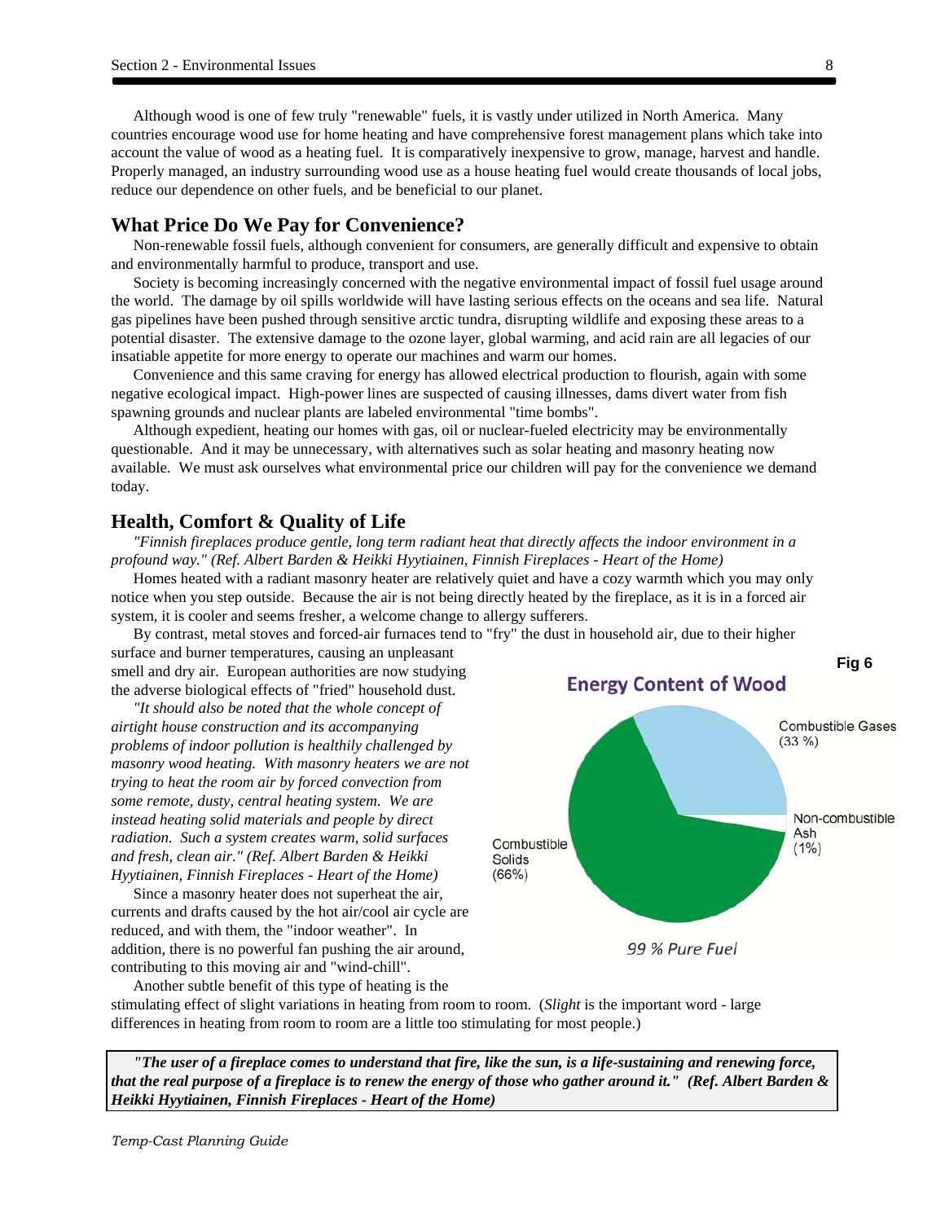Although wood is one of few truly "renewable" fuels, it is vastly under utilized in North America. Many countries encourage wood use for home heating and have comprehensive forest management plans which take into account the value of wood as a heating fuel. It is comparatively inexpensive to grow, manage, harvest and handle. Properly managed, an industry surrounding wood use as a house heating fuel would create thousands of local jobs, reduce our dependence on other fuels, and be beneficial to our planet.

## What Price Do We Pay for Convenience?

Non-renewable fossil fuels, although convenient for consumers, are generally difficult and expensive to obtain and environmentally harmful to produce, transport and use.

Society is becoming increasingly concerned with the negative environmental impact of fossil fuel usage around the world. The damage by oil spills worldwide will have lasting serious effects on the oceans and sea life. Natural gas pipelines have been pushed through sensitive arctic tundra, disrupting wildlife and exposing these areas to a potential disaster. The extensive damage to the ozone layer, global warming, and acid rain are all legacies of our insatiable appetite for more energy to operate our machines and warm our homes.

Convenience and this same craving for energy has allowed electrical production to flourish, again with some negative ecological impact. High-power lines are suspected of causing illnesses, dams divert water from fish spawning grounds and nuclear plants are labeled environmental "time bombs".

Although expedient, heating our homes with gas, oil or nuclear-fueled electricity may be environmentally questionable. And it may be unnecessary, with alternatives such as solar heating and masonry heating now available. We must ask ourselves what environmental price our children will pay for the convenience we demand today.

## Health, Comfort & Quality of Life

*"Finnish fireplaces produce gentle, long term radiant heat that directly affects the indoor environment in a profound way." (Ref. Albert Barden & Heikki Hyytiainen, Finnish Fireplaces - Heart of the Home)*

Homes heated with a radiant masonry heater are relatively quiet and have a cozy warmth which you may only notice when you step outside. Because the air is not being directly heated by the fireplace, as it is in a forced air system, it is cooler and seems fresher, a welcome change to allergy sufferers.

By contrast, metal stoves and forced-air furnaces tend to "fry" the dust in household air, due to their higher surface and burner temperatures, causing an unpleasant smell and dry air. European authorities are now studying the adverse biological effects of "fried" household dust.

*"It should also be noted that the whole concept of airtight house construction and its accompanying problems of indoor pollution is healthily challenged by masonry wood heating. With masonry heaters we are not trying to heat the room air by forced convection from some remote, dusty, central heating system. We are instead heating solid materials and people by direct radiation. Such a system creates warm, solid surfaces and fresh, clean air." (Ref. Albert Barden & Heikki Hyytiainen, Finnish Fireplaces - Heart of the Home)*

Since a masonry heater does not superheat the air, currents and drafts caused by the hot air/cool air cycle are reduced, and with them, the "indoor weather". In addition, there is no powerful fan pushing the air around, contributing to this moving air and "wind-chill".

Another subtle benefit of this type of heating is the stimulating effect of slight variations in heating from room to room. (*Slight* is the important word - large differences in heating from room to room are a little too stimulating for most people.)

**Fig 6**

**Energy Content of Wood**

Combustible Gases (33 %)

Non-combustible Ash (1%)

Combustible Solids (66%)

*99 % Pure Fuel*

***"The user of a fireplace comes to understand that fire, like the sun, is a life-sustaining and renewing force, that the real purpose of a fireplace is to renew the energy of those who gather around it." (Ref. Albert Barden & Heikki Hyytiainen, Finnish Fireplaces - Heart of the Home)***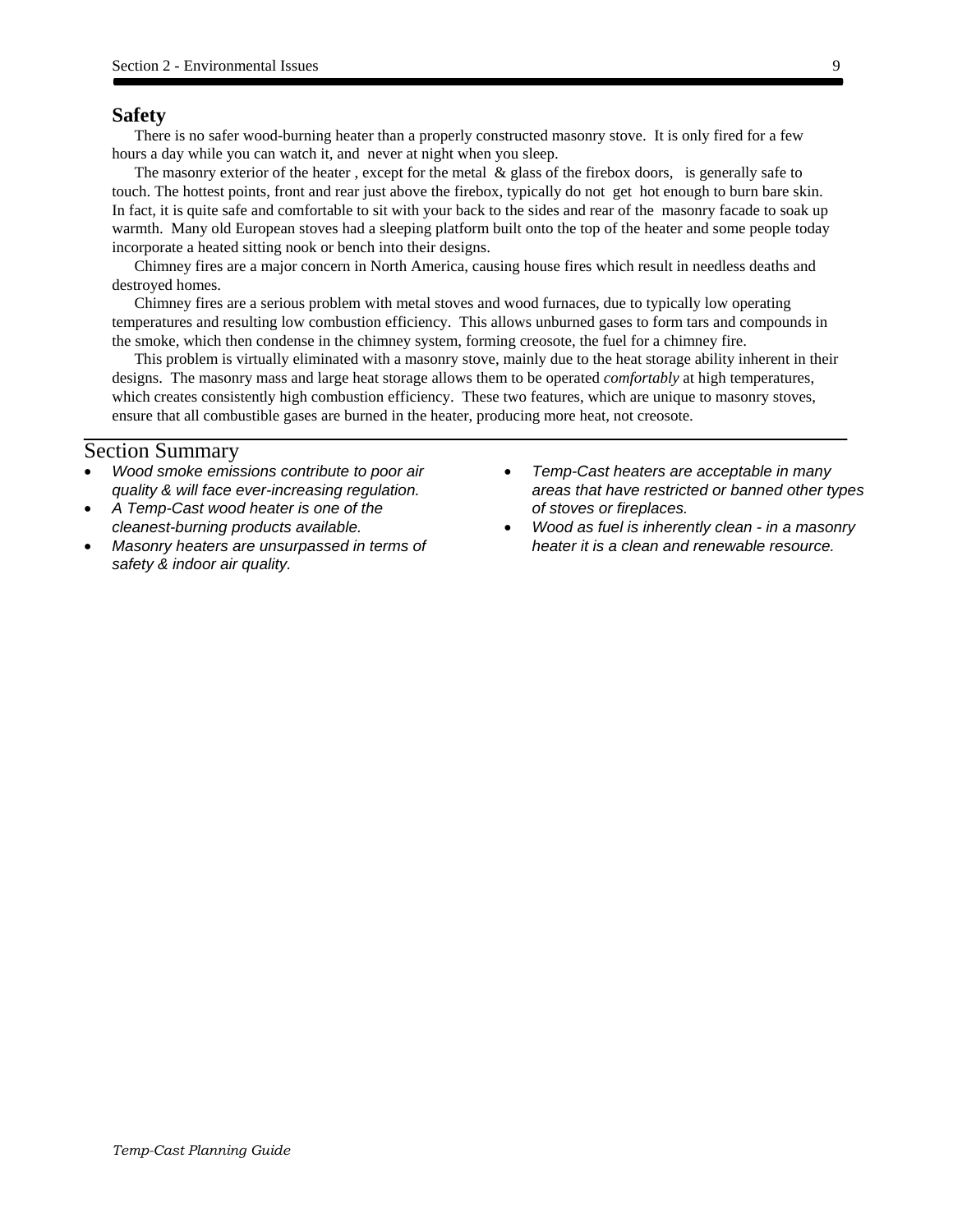## Safety

There is no safer wood-burning heater than a properly constructed masonry stove. It is only fired for a few hours a day while you can watch it, and never at night when you sleep.

The masonry exterior of the heater , except for the metal & glass of the firebox doors, is generally safe to touch. The hottest points, front and rear just above the firebox, typically do not get hot enough to burn bare skin. In fact, it is quite safe and comfortable to sit with your back to the sides and rear of the masonry facade to soak up warmth. Many old European stoves had a sleeping platform built onto the top of the heater and some people today incorporate a heated sitting nook or bench into their designs.

Chimney fires are a major concern in North America, causing house fires which result in needless deaths and destroyed homes.

Chimney fires are a serious problem with metal stoves and wood furnaces, due to typically low operating temperatures and resulting low combustion efficiency. This allows unburned gases to form tars and compounds in the smoke, which then condense in the chimney system, forming creosote, the fuel for a chimney fire.

This problem is virtually eliminated with a masonry stove, mainly due to the heat storage ability inherent in their designs. The masonry mass and large heat storage allows them to be operated *comfortably* at high temperatures, which creates consistently high combustion efficiency. These two features, which are unique to masonry stoves, ensure that all combustible gases are burned in the heater, producing more heat, not creosote.

## Section Summary

- *Wood smoke emissions contribute to poor air quality & will face ever-increasing regulation.*
- *A Temp-Cast wood heater is one of the cleanest-burning products available.*
- *Masonry heaters are unsurpassed in terms of safety & indoor air quality.*
- *Temp-Cast heaters are acceptable in many areas that have restricted or banned other types of stoves or fireplaces.*
- *Wood as fuel is inherently clean - in a masonry heater it is a clean and renewable resource.*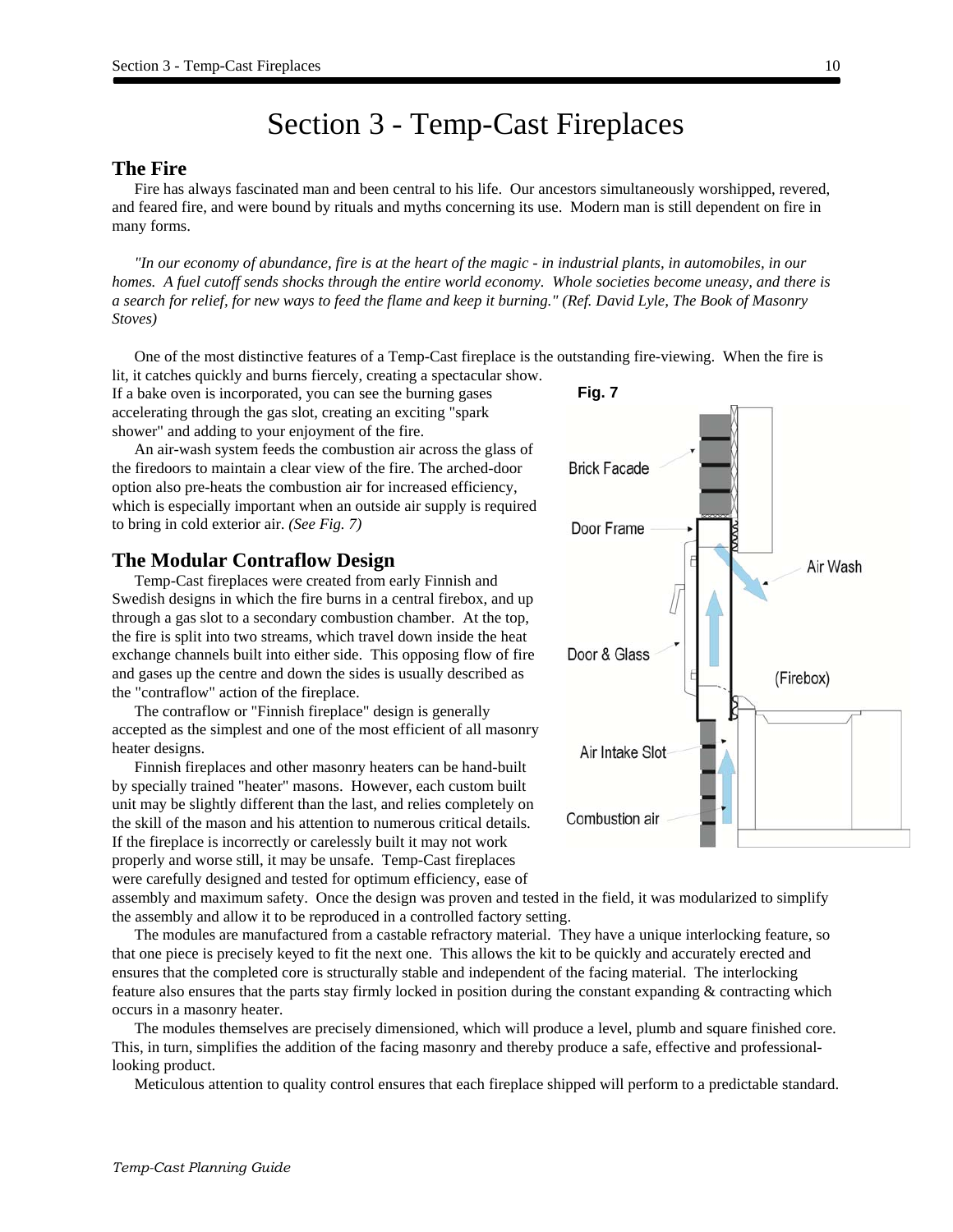# Section 3 - Temp-Cast Fireplaces

## The Fire

Fire has always fascinated man and been central to his life. Our ancestors simultaneously worshipped, revered, and feared fire, and were bound by rituals and myths concerning its use. Modern man is still dependent on fire in many forms.

*"In our economy of abundance, fire is at the heart of the magic - in industrial plants, in automobiles, in our homes. A fuel cutoff sends shocks through the entire world economy. Whole societies become uneasy, and there is a search for relief, for new ways to feed the flame and keep it burning." (Ref. David Lyle, The Book of Masonry Stoves)*

One of the most distinctive features of a Temp-Cast fireplace is the outstanding fire-viewing. When the fire is lit, it catches quickly and burns fiercely, creating a spectacular show. If a bake oven is incorporated, you can see the burning gases accelerating through the gas slot, creating an exciting "spark shower" and adding to your enjoyment of the fire.

An air-wash system feeds the combustion air across the glass of the firedoors to maintain a clear view of the fire. The arched-door option also pre-heats the combustion air for increased efficiency, which is especially important when an outside air supply is required to bring in cold exterior air. *(See Fig. 7)*

**Fig. 7**

Brick Facade

Door Frame

Air Wash

Door & Glass

(Firebox)

Air Intake Slot

Combustion air

## The Modular Contraflow Design

Temp-Cast fireplaces were created from early Finnish and Swedish designs in which the fire burns in a central firebox, and up through a gas slot to a secondary combustion chamber. At the top, the fire is split into two streams, which travel down inside the heat exchange channels built into either side. This opposing flow of fire and gases up the centre and down the sides is usually described as the "contraflow" action of the fireplace.

The contraflow or "Finnish fireplace" design is generally accepted as the simplest and one of the most efficient of all masonry heater designs.

Finnish fireplaces and other masonry heaters can be hand-built by specially trained "heater" masons. However, each custom built unit may be slightly different than the last, and relies completely on the skill of the mason and his attention to numerous critical details. If the fireplace is incorrectly or carelessly built it may not work properly and worse still, it may be unsafe. Temp-Cast fireplaces were carefully designed and tested for optimum efficiency, ease of assembly and maximum safety. Once the design was proven and tested in the field, it was modularized to simplify the assembly and allow it to be reproduced in a controlled factory setting.

The modules are manufactured from a castable refractory material. They have a unique interlocking feature, so that one piece is precisely keyed to fit the next one. This allows the kit to be quickly and accurately erected and ensures that the completed core is structurally stable and independent of the facing material. The interlocking feature also ensures that the parts stay firmly locked in position during the constant expanding & contracting which occurs in a masonry heater.

The modules themselves are precisely dimensioned, which will produce a level, plumb and square finished core. This, in turn, simplifies the addition of the facing masonry and thereby produce a safe, effective and professional-looking product.

Meticulous attention to quality control ensures that each fireplace shipped will perform to a predictable standard.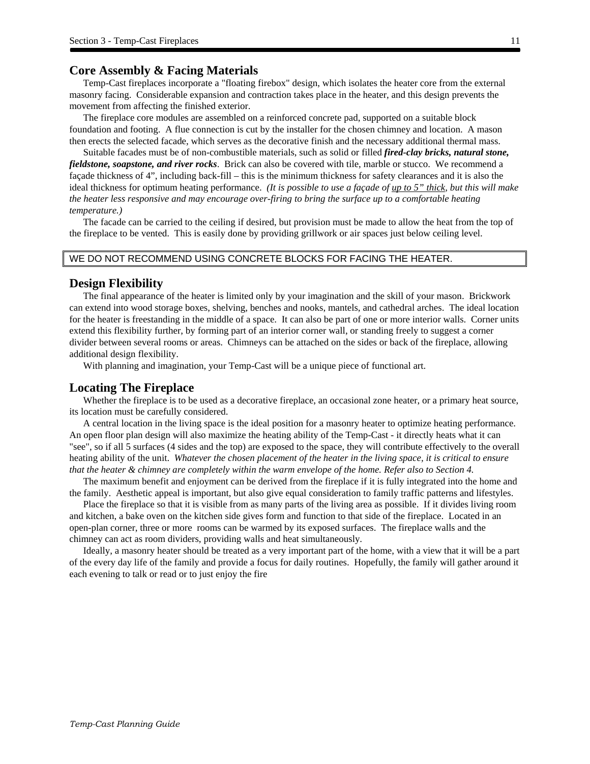## Core Assembly & Facing Materials

Temp-Cast fireplaces incorporate a "floating firebox" design, which isolates the heater core from the external masonry facing. Considerable expansion and contraction takes place in the heater, and this design prevents the movement from affecting the finished exterior.

The fireplace core modules are assembled on a reinforced concrete pad, supported on a suitable block foundation and footing. A flue connection is cut by the installer for the chosen chimney and location. A mason then erects the selected facade, which serves as the decorative finish and the necessary additional thermal mass.

Suitable facades must be of non-combustible materials, such as solid or filled ***fired-clay bricks, natural stone, fieldstone, soapstone, and river rocks***. Brick can also be covered with tile, marble or stucco. We recommend a façade thickness of 4", including back-fill – this is the minimum thickness for safety clearances and it is also the ideal thickness for optimum heating performance. *(It is possible to use a façade of <u>up to 5" thick</u>, but this will make the heater less responsive and may encourage over-firing to bring the surface up to a comfortable heating temperature.)*

The facade can be carried to the ceiling if desired, but provision must be made to allow the heat from the top of the fireplace to be vented. This is easily done by providing grillwork or air spaces just below ceiling level.

WE DO NOT RECOMMEND USING CONCRETE BLOCKS FOR FACING THE HEATER.

## Design Flexibility

The final appearance of the heater is limited only by your imagination and the skill of your mason. Brickwork can extend into wood storage boxes, shelving, benches and nooks, mantels, and cathedral arches. The ideal location for the heater is freestanding in the middle of a space. It can also be part of one or more interior walls. Corner units extend this flexibility further, by forming part of an interior corner wall, or standing freely to suggest a corner divider between several rooms or areas. Chimneys can be attached on the sides or back of the fireplace, allowing additional design flexibility.

With planning and imagination, your Temp-Cast will be a unique piece of functional art.

## Locating The Fireplace

Whether the fireplace is to be used as a decorative fireplace, an occasional zone heater, or a primary heat source, its location must be carefully considered.

A central location in the living space is the ideal position for a masonry heater to optimize heating performance. An open floor plan design will also maximize the heating ability of the Temp-Cast - it directly heats what it can "see", so if all 5 surfaces (4 sides and the top) are exposed to the space, they will contribute effectively to the overall heating ability of the unit. *Whatever the chosen placement of the heater in the living space, it is critical to ensure that the heater & chimney are completely within the warm envelope of the home. Refer also to Section 4.*

The maximum benefit and enjoyment can be derived from the fireplace if it is fully integrated into the home and the family. Aesthetic appeal is important, but also give equal consideration to family traffic patterns and lifestyles.

Place the fireplace so that it is visible from as many parts of the living area as possible. If it divides living room and kitchen, a bake oven on the kitchen side gives form and function to that side of the fireplace. Located in an open-plan corner, three or more rooms can be warmed by its exposed surfaces. The fireplace walls and the chimney can act as room dividers, providing walls and heat simultaneously.

Ideally, a masonry heater should be treated as a very important part of the home, with a view that it will be a part of the every day life of the family and provide a focus for daily routines. Hopefully, the family will gather around it each evening to talk or read or to just enjoy the fire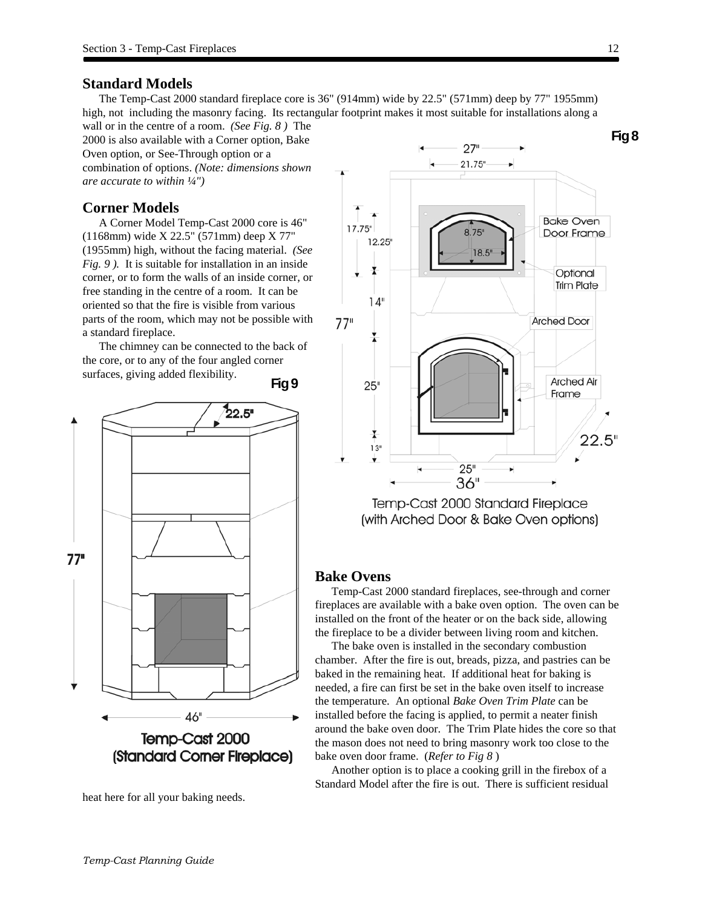## Standard Models

The Temp-Cast 2000 standard fireplace core is 36" (914mm) wide by 22.5" (571mm) deep by 77" 1955mm) high, not including the masonry facing. Its rectangular footprint makes it most suitable for installations along a wall or in the centre of a room. *(See Fig. 8 )* The 2000 is also available with a Corner option, Bake Oven option, or See-Through option or a combination of options. *(Note: dimensions shown are accurate to within ¼")*

## Corner Models

A Corner Model Temp-Cast 2000 core is 46" (1168mm) wide X 22.5" (571mm) deep X 77" (1955mm) high, without the facing material. *(See Fig. 9 ).* It is suitable for installation in an inside corner, or to form the walls of an inside corner, or free standing in the centre of a room. It can be oriented so that the fire is visible from various parts of the room, which may not be possible with a standard fireplace.

The chimney can be connected to the back of the core, or to any of the four angled corner surfaces, giving added flexibility.

**Fig 9**

Temp-Cast 2000 (Standard Corner Fireplace)

**Fig 8**

Temp-Cast 2000 Standard Fireplace (with Arched Door & Bake Oven options)

## Bake Ovens

Temp-Cast 2000 standard fireplaces, see-through and corner fireplaces are available with a bake oven option. The oven can be installed on the front of the heater or on the back side, allowing the fireplace to be a divider between living room and kitchen.

The bake oven is installed in the secondary combustion chamber. After the fire is out, breads, pizza, and pastries can be baked in the remaining heat. If additional heat for baking is needed, a fire can first be set in the bake oven itself to increase the temperature. An optional *Bake Oven Trim Plate* can be installed before the facing is applied, to permit a neater finish around the bake oven door. The Trim Plate hides the core so that the mason does not need to bring masonry work too close to the bake oven door frame. (*Refer to Fig 8* )

Another option is to place a cooking grill in the firebox of a Standard Model after the fire is out. There is sufficient residual heat here for all your baking needs.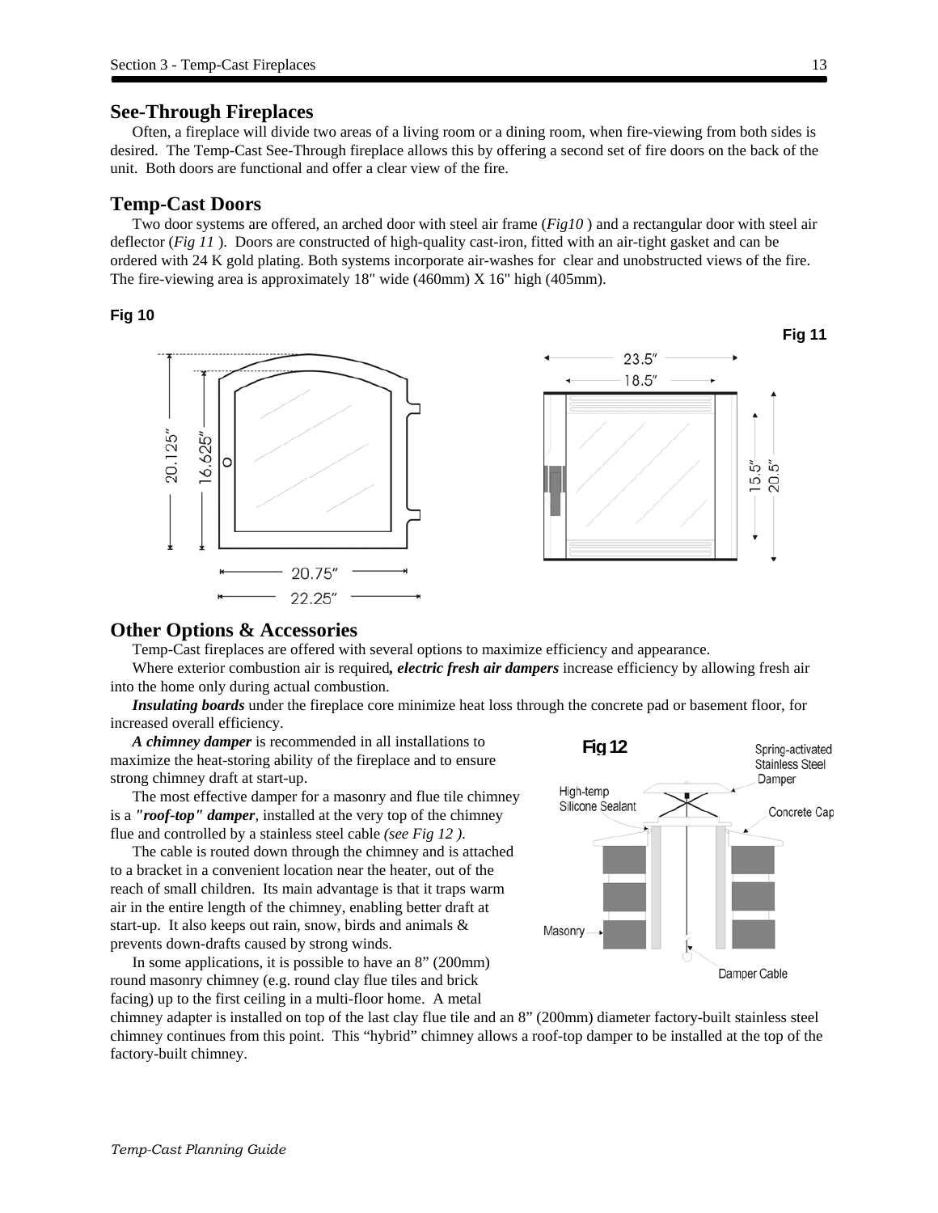## See-Through Fireplaces

Often, a fireplace will divide two areas of a living room or a dining room, when fire-viewing from both sides is desired. The Temp-Cast See-Through fireplace allows this by offering a second set of fire doors on the back of the unit. Both doors are functional and offer a clear view of the fire.

## Temp-Cast Doors

Two door systems are offered, an arched door with steel air frame (*Fig10* ) and a rectangular door with steel air deflector (*Fig 11* ). Doors are constructed of high-quality cast-iron, fitted with an air-tight gasket and can be ordered with 24 K gold plating. Both systems incorporate air-washes for clear and unobstructed views of the fire. The fire-viewing area is approximately 18" wide (460mm) X 16" high (405mm).

**Fig 10**

**Fig 11**

## Other Options & Accessories

Temp-Cast fireplaces are offered with several options to maximize efficiency and appearance.

Where exterior combustion air is required***, electric fresh air dampers*** increase efficiency by allowing fresh air into the home only during actual combustion.

***Insulating boards*** under the fireplace core minimize heat loss through the concrete pad or basement floor, for increased overall efficiency.

***A chimney damper*** is recommended in all installations to maximize the heat-storing ability of the fireplace and to ensure strong chimney draft at start-up.

The most effective damper for a masonry and flue tile chimney is a ***"roof-top" damper***, installed at the very top of the chimney flue and controlled by a stainless steel cable *(see Fig 12 ).*

The cable is routed down through the chimney and is attached to a bracket in a convenient location near the heater, out of the reach of small children. Its main advantage is that it traps warm air in the entire length of the chimney, enabling better draft at start-up. It also keeps out rain, snow, birds and animals & prevents down-drafts caused by strong winds.

In some applications, it is possible to have an 8" (200mm) round masonry chimney (e.g. round clay flue tiles and brick facing) up to the first ceiling in a multi-floor home. A metal chimney adapter is installed on top of the last clay flue tile and an 8" (200mm) diameter factory-built stainless steel chimney continues from this point. This "hybrid" chimney allows a roof-top damper to be installed at the top of the factory-built chimney.

**Fig 12**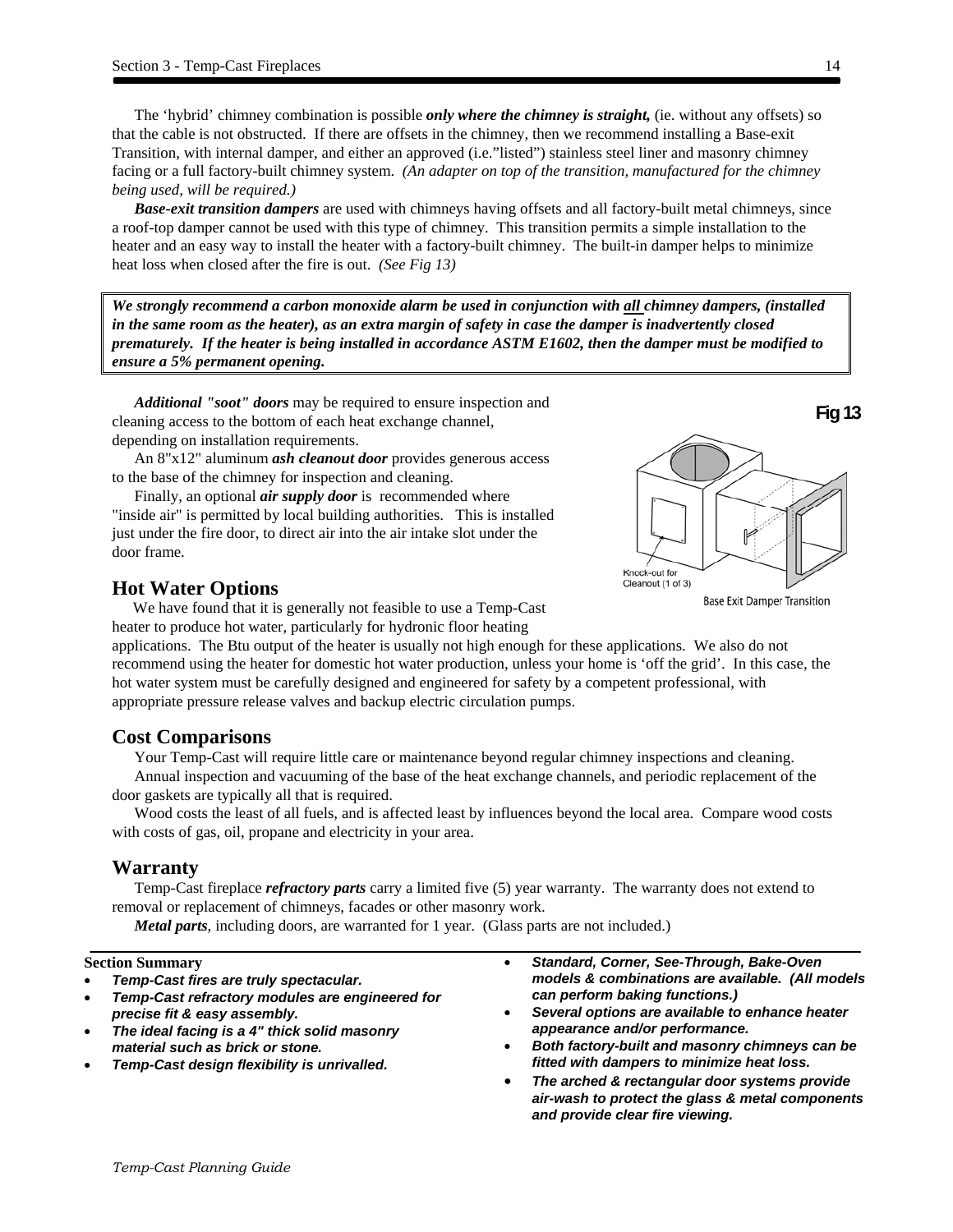The 'hybrid' chimney combination is possible ***only where the chimney is straight,*** (ie. without any offsets) so that the cable is not obstructed. If there are offsets in the chimney, then we recommend installing a Base-exit Transition, with internal damper, and either an approved (i.e."listed") stainless steel liner and masonry chimney facing or a full factory-built chimney system. *(An adapter on top of the transition, manufactured for the chimney being used, will be required.)*

***Base-exit transition dampers*** are used with chimneys having offsets and all factory-built metal chimneys, since a roof-top damper cannot be used with this type of chimney. This transition permits a simple installation to the heater and an easy way to install the heater with a factory-built chimney. The built-in damper helps to minimize heat loss when closed after the fire is out. *(See Fig 13)*

> ***We strongly recommend a carbon monoxide alarm be used in conjunction with all chimney dampers, (installed in the same room as the heater), as an extra margin of safety in case the damper is inadvertently closed prematurely. If the heater is being installed in accordance ASTM E1602, then the damper must be modified to ensure a 5% permanent opening.***

***Additional "soot" doors*** may be required to ensure inspection and cleaning access to the bottom of each heat exchange channel, depending on installation requirements.

An 8"x12" aluminum ***ash cleanout door*** provides generous access to the base of the chimney for inspection and cleaning.

Finally, an optional ***air supply door*** is recommended where "inside air" is permitted by local building authorities. This is installed just under the fire door, to direct air into the air intake slot under the door frame.

**Fig 13**

Knock-out for Cleanout (1 of 3)

Base Exit Damper Transition

## Hot Water Options

We have found that it is generally not feasible to use a Temp-Cast heater to produce hot water, particularly for hydronic floor heating applications. The Btu output of the heater is usually not high enough for these applications. We also do not recommend using the heater for domestic hot water production, unless your home is 'off the grid'. In this case, the hot water system must be carefully designed and engineered for safety by a competent professional, with appropriate pressure release valves and backup electric circulation pumps.

## Cost Comparisons

Your Temp-Cast will require little care or maintenance beyond regular chimney inspections and cleaning.

Annual inspection and vacuuming of the base of the heat exchange channels, and periodic replacement of the door gaskets are typically all that is required.

Wood costs the least of all fuels, and is affected least by influences beyond the local area. Compare wood costs with costs of gas, oil, propane and electricity in your area.

## Warranty

Temp-Cast fireplace ***refractory parts*** carry a limited five (5) year warranty. The warranty does not extend to removal or replacement of chimneys, facades or other masonry work.

***Metal parts***, including doors, are warranted for 1 year. (Glass parts are not included.)

**Section Summary**

- ***Temp-Cast fires are truly spectacular.***
- ***Temp-Cast refractory modules are engineered for precise fit & easy assembly.***
- ***The ideal facing is a 4" thick solid masonry material such as brick or stone.***
- ***Temp-Cast design flexibility is unrivalled.***
- ***Standard, Corner, See-Through, Bake-Oven models & combinations are available. (All models can perform baking functions.)***
- ***Several options are available to enhance heater appearance and/or performance.***
- ***Both factory-built and masonry chimneys can be fitted with dampers to minimize heat loss.***
- ***The arched & rectangular door systems provide air-wash to protect the glass & metal components and provide clear fire viewing.***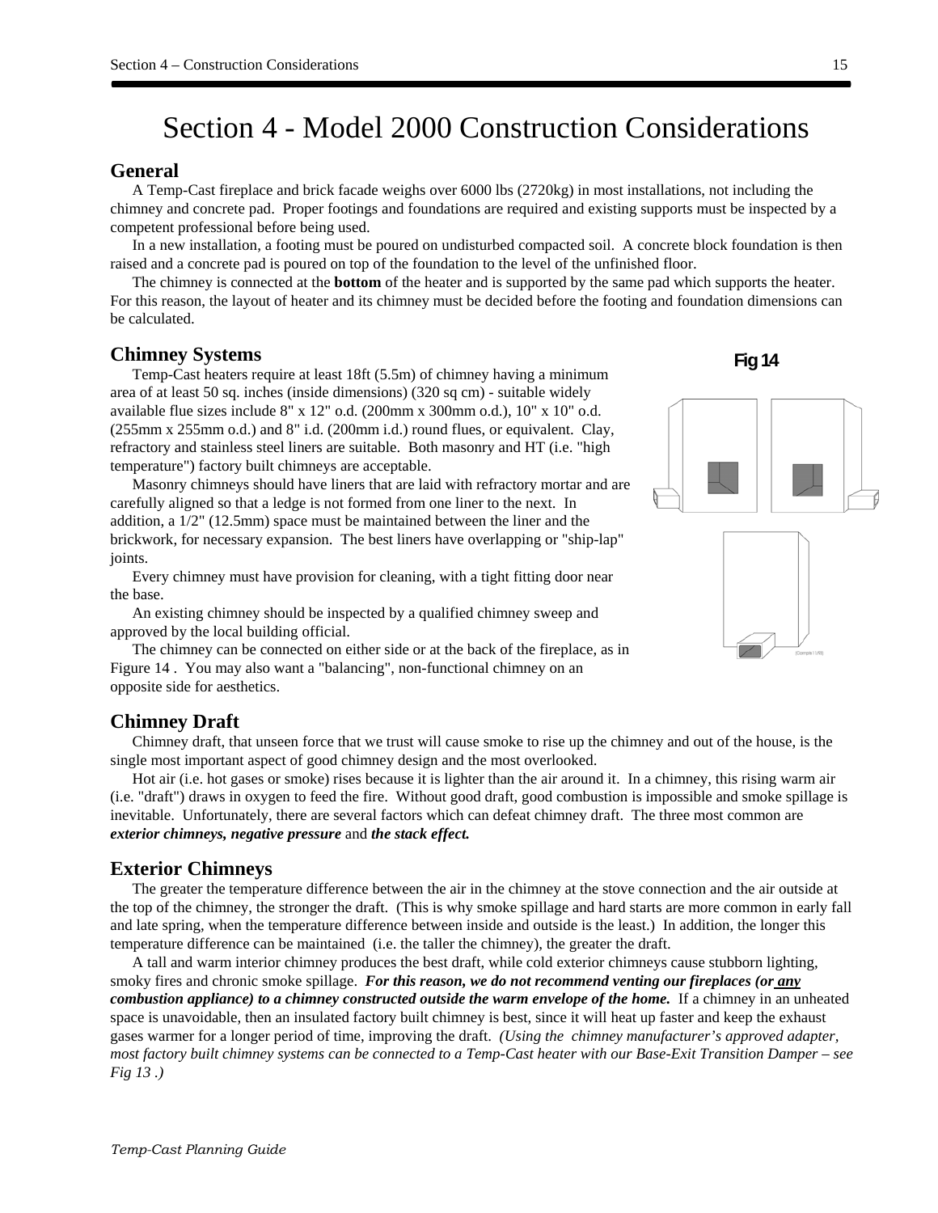# Section 4 - Model 2000 Construction Considerations

## General

A Temp-Cast fireplace and brick facade weighs over 6000 lbs (2720kg) in most installations, not including the chimney and concrete pad. Proper footings and foundations are required and existing supports must be inspected by a competent professional before being used.

In a new installation, a footing must be poured on undisturbed compacted soil. A concrete block foundation is then raised and a concrete pad is poured on top of the foundation to the level of the unfinished floor.

The chimney is connected at the **bottom** of the heater and is supported by the same pad which supports the heater. For this reason, the layout of heater and its chimney must be decided before the footing and foundation dimensions can be calculated.

## Chimney Systems

Fig 14

Temp-Cast heaters require at least 18ft (5.5m) of chimney having a minimum area of at least 50 sq. inches (inside dimensions) (320 sq cm) - suitable widely available flue sizes include 8" x 12" o.d. (200mm x 300mm o.d.), 10" x 10" o.d. (255mm x 255mm o.d.) and 8" i.d. (200mm i.d.) round flues, or equivalent. Clay, refractory and stainless steel liners are suitable. Both masonry and HT (i.e. "high temperature") factory built chimneys are acceptable.

Masonry chimneys should have liners that are laid with refractory mortar and are carefully aligned so that a ledge is not formed from one liner to the next. In addition, a 1/2" (12.5mm) space must be maintained between the liner and the brickwork, for necessary expansion. The best liners have overlapping or "ship-lap" joints.

Every chimney must have provision for cleaning, with a tight fitting door near the base.

An existing chimney should be inspected by a qualified chimney sweep and approved by the local building official.

The chimney can be connected on either side or at the back of the fireplace, as in Figure 14 . You may also want a "balancing", non-functional chimney on an opposite side for aesthetics.

## Chimney Draft

Chimney draft, that unseen force that we trust will cause smoke to rise up the chimney and out of the house, is the single most important aspect of good chimney design and the most overlooked.

Hot air (i.e. hot gases or smoke) rises because it is lighter than the air around it. In a chimney, this rising warm air (i.e. "draft") draws in oxygen to feed the fire. Without good draft, good combustion is impossible and smoke spillage is inevitable. Unfortunately, there are several factors which can defeat chimney draft. The three most common are ***exterior chimneys, negative pressure*** and ***the stack effect.***

## Exterior Chimneys

The greater the temperature difference between the air in the chimney at the stove connection and the air outside at the top of the chimney, the stronger the draft. (This is why smoke spillage and hard starts are more common in early fall and late spring, when the temperature difference between inside and outside is the least.) In addition, the longer this temperature difference can be maintained (i.e. the taller the chimney), the greater the draft.

A tall and warm interior chimney produces the best draft, while cold exterior chimneys cause stubborn lighting, smoky fires and chronic smoke spillage. ***For this reason, we do not recommend venting our fireplaces (or any combustion appliance) to a chimney constructed outside the warm envelope of the home.*** If a chimney in an unheated space is unavoidable, then an insulated factory built chimney is best, since it will heat up faster and keep the exhaust gases warmer for a longer period of time, improving the draft. *(Using the chimney manufacturer's approved adapter, most factory built chimney systems can be connected to a Temp-Cast heater with our Base-Exit Transition Damper – see Fig 13 .)*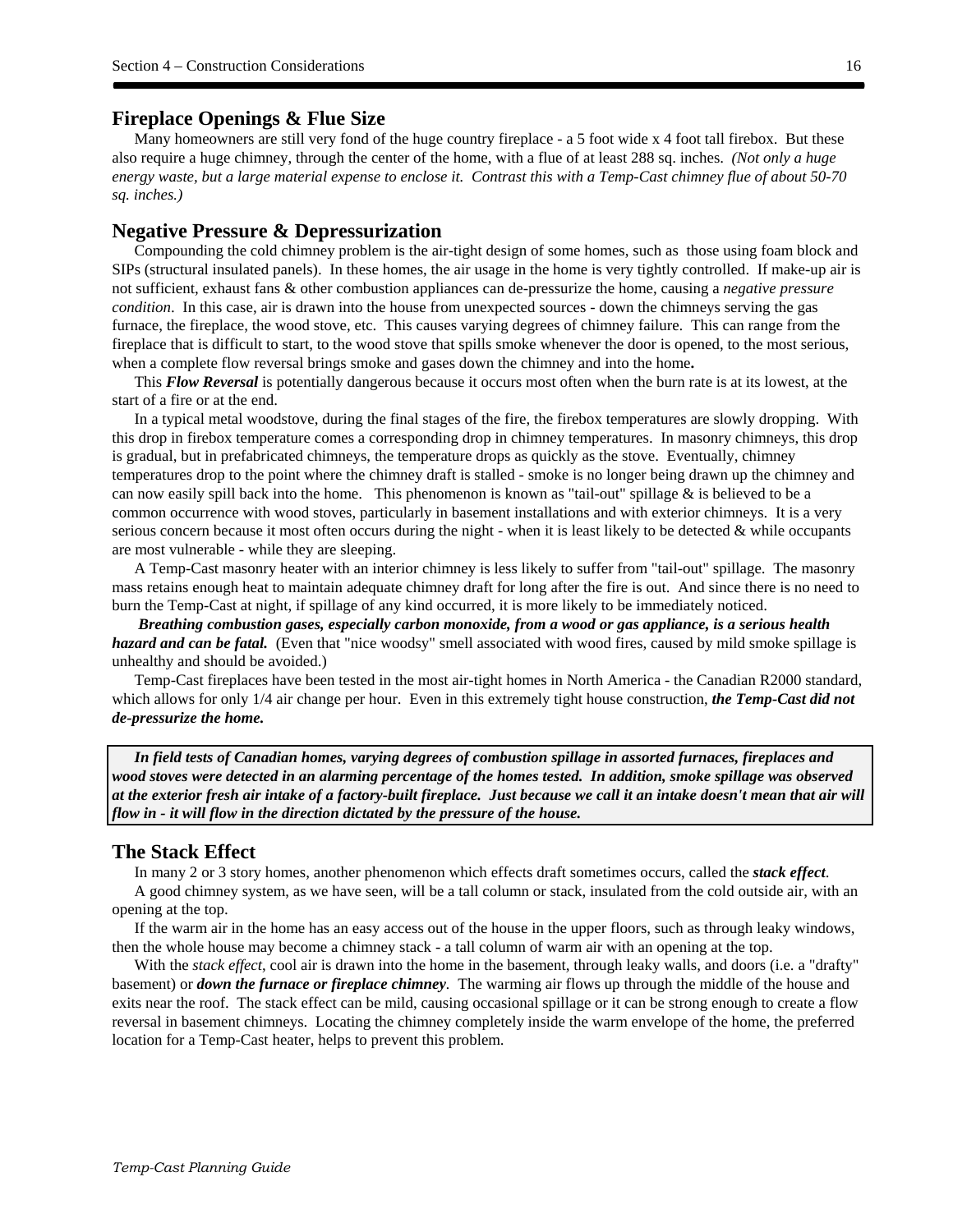## Fireplace Openings & Flue Size

Many homeowners are still very fond of the huge country fireplace - a 5 foot wide x 4 foot tall firebox. But these also require a huge chimney, through the center of the home, with a flue of at least 288 sq. inches. *(Not only a huge energy waste, but a large material expense to enclose it. Contrast this with a Temp-Cast chimney flue of about 50-70 sq. inches.)*

## Negative Pressure & Depressurization

Compounding the cold chimney problem is the air-tight design of some homes, such as those using foam block and SIPs (structural insulated panels). In these homes, the air usage in the home is very tightly controlled. If make-up air is not sufficient, exhaust fans & other combustion appliances can de-pressurize the home, causing a *negative pressure condition*. In this case, air is drawn into the house from unexpected sources - down the chimneys serving the gas furnace, the fireplace, the wood stove, etc. This causes varying degrees of chimney failure. This can range from the fireplace that is difficult to start, to the wood stove that spills smoke whenever the door is opened, to the most serious, when a complete flow reversal brings smoke and gases down the chimney and into the home**.**

This ***Flow Reversal*** is potentially dangerous because it occurs most often when the burn rate is at its lowest, at the start of a fire or at the end.

In a typical metal woodstove, during the final stages of the fire, the firebox temperatures are slowly dropping. With this drop in firebox temperature comes a corresponding drop in chimney temperatures. In masonry chimneys, this drop is gradual, but in prefabricated chimneys, the temperature drops as quickly as the stove. Eventually, chimney temperatures drop to the point where the chimney draft is stalled - smoke is no longer being drawn up the chimney and can now easily spill back into the home. This phenomenon is known as "tail-out" spillage & is believed to be a common occurrence with wood stoves, particularly in basement installations and with exterior chimneys. It is a very serious concern because it most often occurs during the night - when it is least likely to be detected & while occupants are most vulnerable - while they are sleeping.

A Temp-Cast masonry heater with an interior chimney is less likely to suffer from "tail-out" spillage. The masonry mass retains enough heat to maintain adequate chimney draft for long after the fire is out. And since there is no need to burn the Temp-Cast at night, if spillage of any kind occurred, it is more likely to be immediately noticed.

***Breathing combustion gases, especially carbon monoxide, from a wood or gas appliance, is a serious health hazard and can be fatal.*** (Even that "nice woodsy" smell associated with wood fires, caused by mild smoke spillage is unhealthy and should be avoided.)

Temp-Cast fireplaces have been tested in the most air-tight homes in North America - the Canadian R2000 standard, which allows for only 1/4 air change per hour. Even in this extremely tight house construction, ***the Temp-Cast did not de-pressurize the home.***

> ***In field tests of Canadian homes, varying degrees of combustion spillage in assorted furnaces, fireplaces and wood stoves were detected in an alarming percentage of the homes tested. In addition, smoke spillage was observed at the exterior fresh air intake of a factory-built fireplace. Just because we call it an intake doesn't mean that air will flow in - it will flow in the direction dictated by the pressure of the house.***

## The Stack Effect

In many 2 or 3 story homes, another phenomenon which effects draft sometimes occurs, called the ***stack effect***.

A good chimney system, as we have seen, will be a tall column or stack, insulated from the cold outside air, with an opening at the top.

If the warm air in the home has an easy access out of the house in the upper floors, such as through leaky windows, then the whole house may become a chimney stack - a tall column of warm air with an opening at the top.

With the *stack effect*, cool air is drawn into the home in the basement, through leaky walls, and doors (i.e. a "drafty" basement) or ***down the furnace or fireplace chimney***. The warming air flows up through the middle of the house and exits near the roof. The stack effect can be mild, causing occasional spillage or it can be strong enough to create a flow reversal in basement chimneys. Locating the chimney completely inside the warm envelope of the home, the preferred location for a Temp-Cast heater, helps to prevent this problem.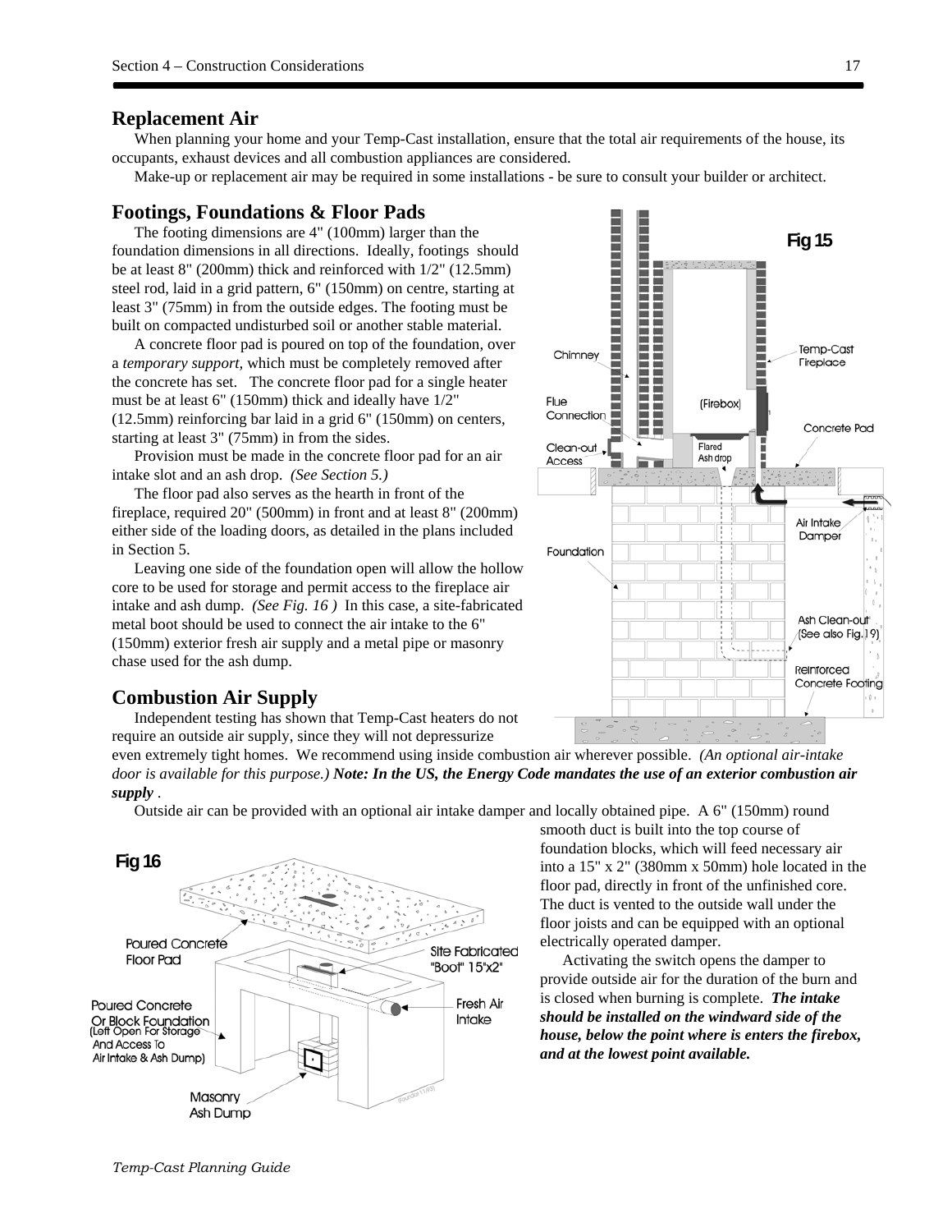## Replacement Air

When planning your home and your Temp-Cast installation, ensure that the total air requirements of the house, its occupants, exhaust devices and all combustion appliances are considered.

Make-up or replacement air may be required in some installations - be sure to consult your builder or architect.

## Footings, Foundations & Floor Pads

The footing dimensions are 4" (100mm) larger than the foundation dimensions in all directions. Ideally, footings should be at least 8" (200mm) thick and reinforced with 1/2" (12.5mm) steel rod, laid in a grid pattern, 6" (150mm) on centre, starting at least 3" (75mm) in from the outside edges. The footing must be built on compacted undisturbed soil or another stable material.

A concrete floor pad is poured on top of the foundation, over a *temporary support,* which must be completely removed after the concrete has set. The concrete floor pad for a single heater must be at least 6" (150mm) thick and ideally have 1/2" (12.5mm) reinforcing bar laid in a grid 6" (150mm) on centers, starting at least 3" (75mm) in from the sides.

Provision must be made in the concrete floor pad for an air intake slot and an ash drop. *(See Section 5.)*

The floor pad also serves as the hearth in front of the fireplace, required 20" (500mm) in front and at least 8" (200mm) either side of the loading doors, as detailed in the plans included in Section 5.

Leaving one side of the foundation open will allow the hollow core to be used for storage and permit access to the fireplace air intake and ash dump. *(See Fig. 16 )* In this case, a site-fabricated metal boot should be used to connect the air intake to the 6" (150mm) exterior fresh air supply and a metal pipe or masonry chase used for the ash dump.

Fig 15

## Combustion Air Supply

Independent testing has shown that Temp-Cast heaters do not require an outside air supply, since they will not depressurize even extremely tight homes. We recommend using inside combustion air wherever possible. *(An optional air-intake door is available for this purpose.)* ***Note: In the US, the Energy Code mandates the use of an exterior combustion air supply*** .

Outside air can be provided with an optional air intake damper and locally obtained pipe. A 6" (150mm) round smooth duct is built into the top course of foundation blocks, which will feed necessary air into a 15" x 2" (380mm x 50mm) hole located in the floor pad, directly in front of the unfinished core. The duct is vented to the outside wall under the floor joists and can be equipped with an optional electrically operated damper.

Activating the switch opens the damper to provide outside air for the duration of the burn and is closed when burning is complete. ***The intake should be installed on the windward side of the house, below the point where is enters the firebox, and at the lowest point available.***

Fig 16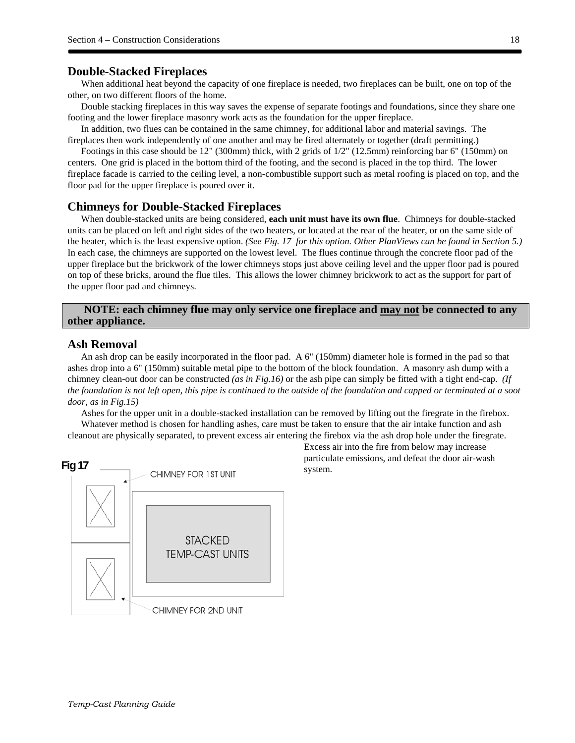## Double-Stacked Fireplaces

When additional heat beyond the capacity of one fireplace is needed, two fireplaces can be built, one on top of the other, on two different floors of the home.

Double stacking fireplaces in this way saves the expense of separate footings and foundations, since they share one footing and the lower fireplace masonry work acts as the foundation for the upper fireplace.

In addition, two flues can be contained in the same chimney, for additional labor and material savings. The fireplaces then work independently of one another and may be fired alternately or together (draft permitting.)

Footings in this case should be 12" (300mm) thick, with 2 grids of 1/2" (12.5mm) reinforcing bar 6" (150mm) on centers. One grid is placed in the bottom third of the footing, and the second is placed in the top third. The lower fireplace facade is carried to the ceiling level, a non-combustible support such as metal roofing is placed on top, and the floor pad for the upper fireplace is poured over it.

## Chimneys for Double-Stacked Fireplaces

When double-stacked units are being considered, **each unit must have its own flue**. Chimneys for double-stacked units can be placed on left and right sides of the two heaters, or located at the rear of the heater, or on the same side of the heater, which is the least expensive option. *(See Fig. 17 for this option. Other PlanViews can be found in Section 5.)* In each case, the chimneys are supported on the lowest level. The flues continue through the concrete floor pad of the upper fireplace but the brickwork of the lower chimneys stops just above ceiling level and the upper floor pad is poured on top of these bricks, around the flue tiles. This allows the lower chimney brickwork to act as the support for part of the upper floor pad and chimneys.

**NOTE: each chimney flue may only service one fireplace and <u>may not</u> be connected to any other appliance.**

## Ash Removal

An ash drop can be easily incorporated in the floor pad. A 6" (150mm) diameter hole is formed in the pad so that ashes drop into a 6" (150mm) suitable metal pipe to the bottom of the block foundation. A masonry ash dump with a chimney clean-out door can be constructed *(as in Fig.16)* or the ash pipe can simply be fitted with a tight end-cap. *(If the foundation is not left open, this pipe is continued to the outside of the foundation and capped or terminated at a soot door, as in Fig.15)*

Ashes for the upper unit in a double-stacked installation can be removed by lifting out the firegrate in the firebox.

Whatever method is chosen for handling ashes, care must be taken to ensure that the air intake function and ash cleanout are physically separated, to prevent excess air entering the firebox via the ash drop hole under the firegrate. Excess air into the fire from below may increase particulate emissions, and defeat the door air-wash system.

**Fig 17**

CHIMNEY FOR 1ST UNIT

STACKED TEMP-CAST UNITS

CHIMNEY FOR 2ND UNIT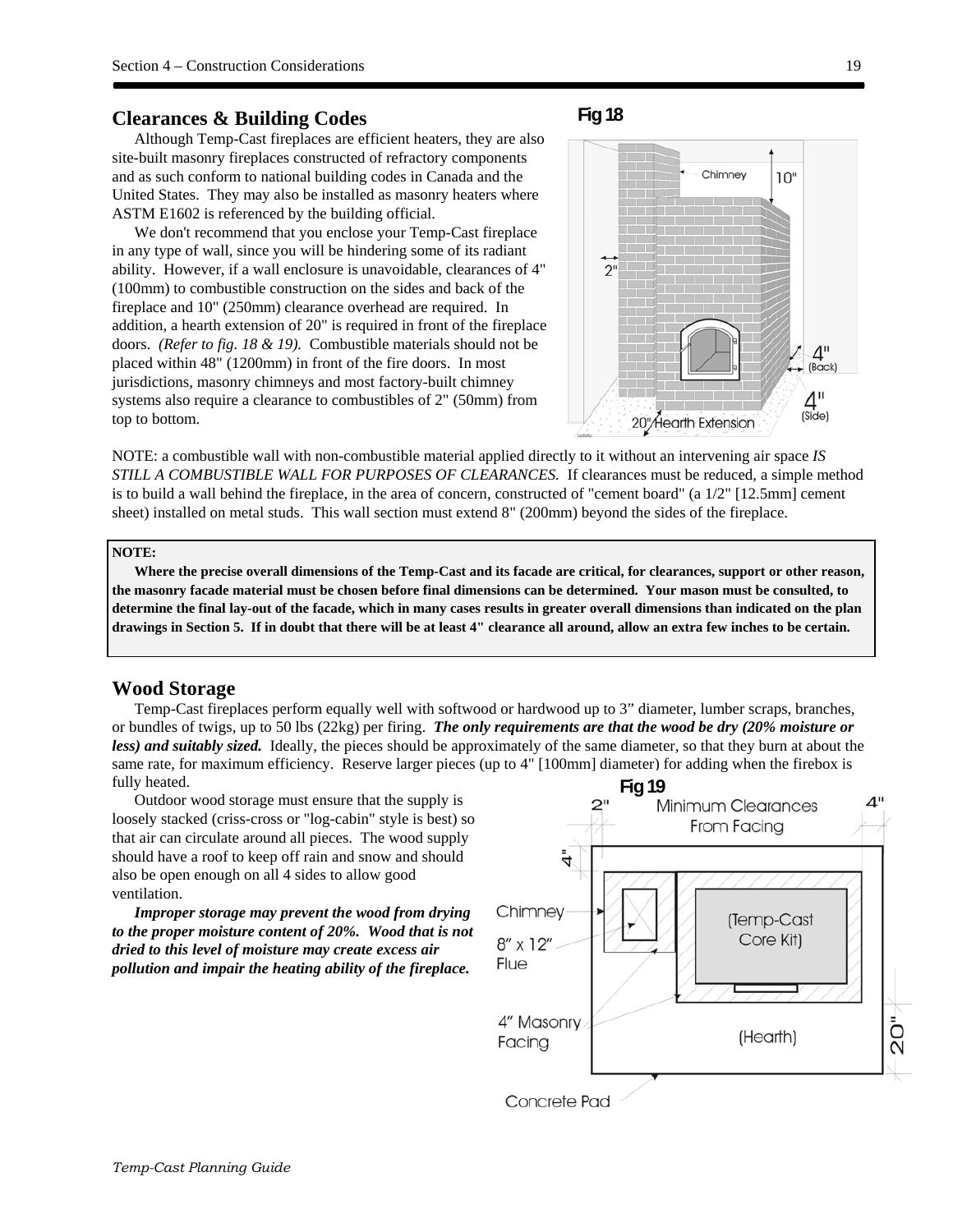## Clearances & Building Codes

Although Temp-Cast fireplaces are efficient heaters, they are also site-built masonry fireplaces constructed of refractory components and as such conform to national building codes in Canada and the United States. They may also be installed as masonry heaters where ASTM E1602 is referenced by the building official.

We don't recommend that you enclose your Temp-Cast fireplace in any type of wall, since you will be hindering some of its radiant ability. However, if a wall enclosure is unavoidable, clearances of 4" (100mm) to combustible construction on the sides and back of the fireplace and 10" (250mm) clearance overhead are required. In addition, a hearth extension of 20" is required in front of the fireplace doors. *(Refer to fig. 18 & 19).* Combustible materials should not be placed within 48" (1200mm) in front of the fire doors. In most jurisdictions, masonry chimneys and most factory-built chimney systems also require a clearance to combustibles of 2" (50mm) from top to bottom.

**Fig 18**

NOTE: a combustible wall with non-combustible material applied directly to it without an intervening air space *IS STILL A COMBUSTIBLE WALL FOR PURPOSES OF CLEARANCES.* If clearances must be reduced, a simple method is to build a wall behind the fireplace, in the area of concern, constructed of "cement board" (a 1/2" [12.5mm] cement sheet) installed on metal studs. This wall section must extend 8" (200mm) beyond the sides of the fireplace.

> **NOTE:**
>
> **Where the precise overall dimensions of the Temp-Cast and its facade are critical, for clearances, support or other reason, the masonry facade material must be chosen before final dimensions can be determined. Your mason must be consulted, to determine the final lay-out of the facade, which in many cases results in greater overall dimensions than indicated on the plan drawings in Section 5. If in doubt that there will be at least 4" clearance all around, allow an extra few inches to be certain.**

## Wood Storage

Temp-Cast fireplaces perform equally well with softwood or hardwood up to 3" diameter, lumber scraps, branches, or bundles of twigs, up to 50 lbs (22kg) per firing. ***The only requirements are that the wood be dry (20% moisture or less) and suitably sized.*** Ideally, the pieces should be approximately of the same diameter, so that they burn at about the same rate, for maximum efficiency. Reserve larger pieces (up to 4" [100mm] diameter) for adding when the firebox is fully heated.

Outdoor wood storage must ensure that the supply is loosely stacked (criss-cross or "log-cabin" style is best) so that air can circulate around all pieces. The wood supply should have a roof to keep off rain and snow and should also be open enough on all 4 sides to allow good ventilation.

***Improper storage may prevent the wood from drying to the proper moisture content of 20%. Wood that is not dried to this level of moisture may create excess air pollution and impair the heating ability of the fireplace.***

**Fig 19**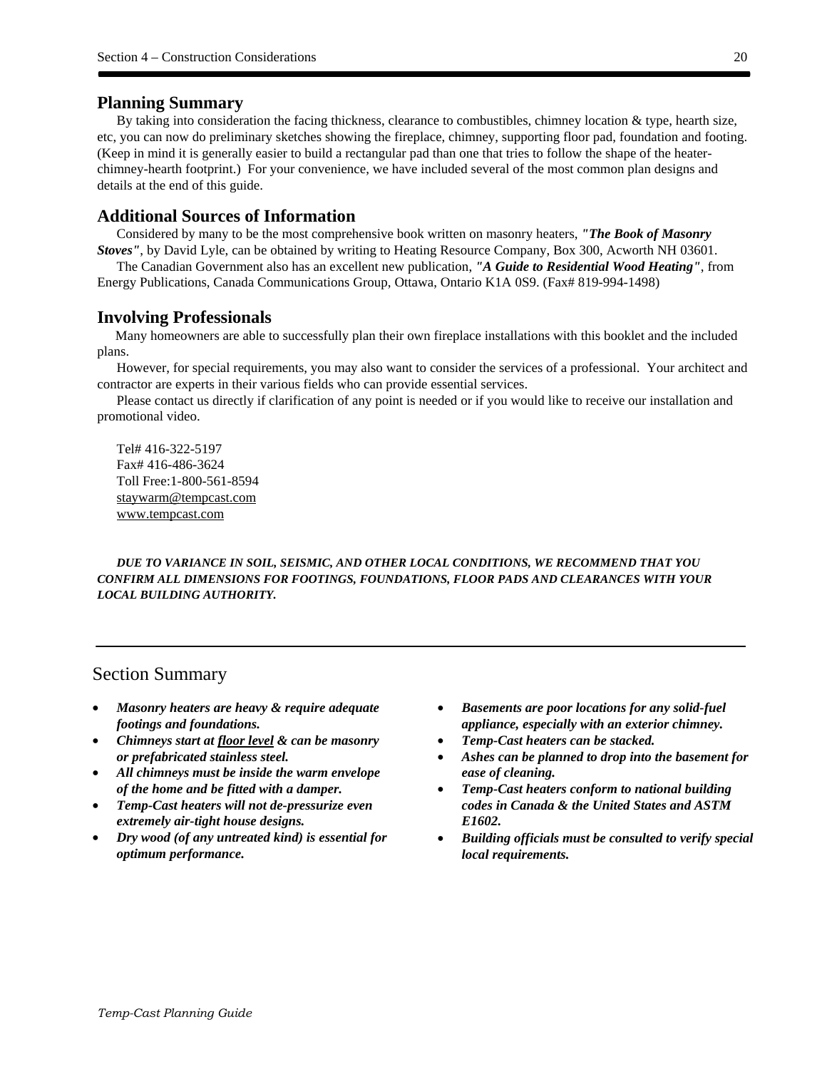## Planning Summary

By taking into consideration the facing thickness, clearance to combustibles, chimney location & type, hearth size, etc, you can now do preliminary sketches showing the fireplace, chimney, supporting floor pad, foundation and footing. (Keep in mind it is generally easier to build a rectangular pad than one that tries to follow the shape of the heater-chimney-hearth footprint.) For your convenience, we have included several of the most common plan designs and details at the end of this guide.

## Additional Sources of Information

Considered by many to be the most comprehensive book written on masonry heaters, ***"The Book of Masonry Stoves"***, by David Lyle, can be obtained by writing to Heating Resource Company, Box 300, Acworth NH 03601.

The Canadian Government also has an excellent new publication, ***"A Guide to Residential Wood Heating"***, from Energy Publications, Canada Communications Group, Ottawa, Ontario K1A 0S9. (Fax# 819-994-1498)

## Involving Professionals

Many homeowners are able to successfully plan their own fireplace installations with this booklet and the included plans.

However, for special requirements, you may also want to consider the services of a professional. Your architect and contractor are experts in their various fields who can provide essential services.

Please contact us directly if clarification of any point is needed or if you would like to receive our installation and promotional video.

Tel# 416-322-5197
Fax# 416-486-3624
Toll Free:1-800-561-8594
staywarm@tempcast.com
www.tempcast.com

***DUE TO VARIANCE IN SOIL, SEISMIC, AND OTHER LOCAL CONDITIONS, WE RECOMMEND THAT YOU CONFIRM ALL DIMENSIONS FOR FOOTINGS, FOUNDATIONS, FLOOR PADS AND CLEARANCES WITH YOUR LOCAL BUILDING AUTHORITY.***

---

## Section Summary

- ***Masonry heaters are heavy & require adequate footings and foundations.***
- ***Chimneys start at <u>floor level</u> & can be masonry or prefabricated stainless steel.***
- ***All chimneys must be inside the warm envelope of the home and be fitted with a damper.***
- ***Temp-Cast heaters will not de-pressurize even extremely air-tight house designs.***
- ***Dry wood (of any untreated kind) is essential for optimum performance.***
- ***Basements are poor locations for any solid-fuel appliance, especially with an exterior chimney.***
- ***Temp-Cast heaters can be stacked.***
- ***Ashes can be planned to drop into the basement for ease of cleaning.***
- ***Temp-Cast heaters conform to national building codes in Canada & the United States and ASTM E1602.***
- ***Building officials must be consulted to verify special local requirements.***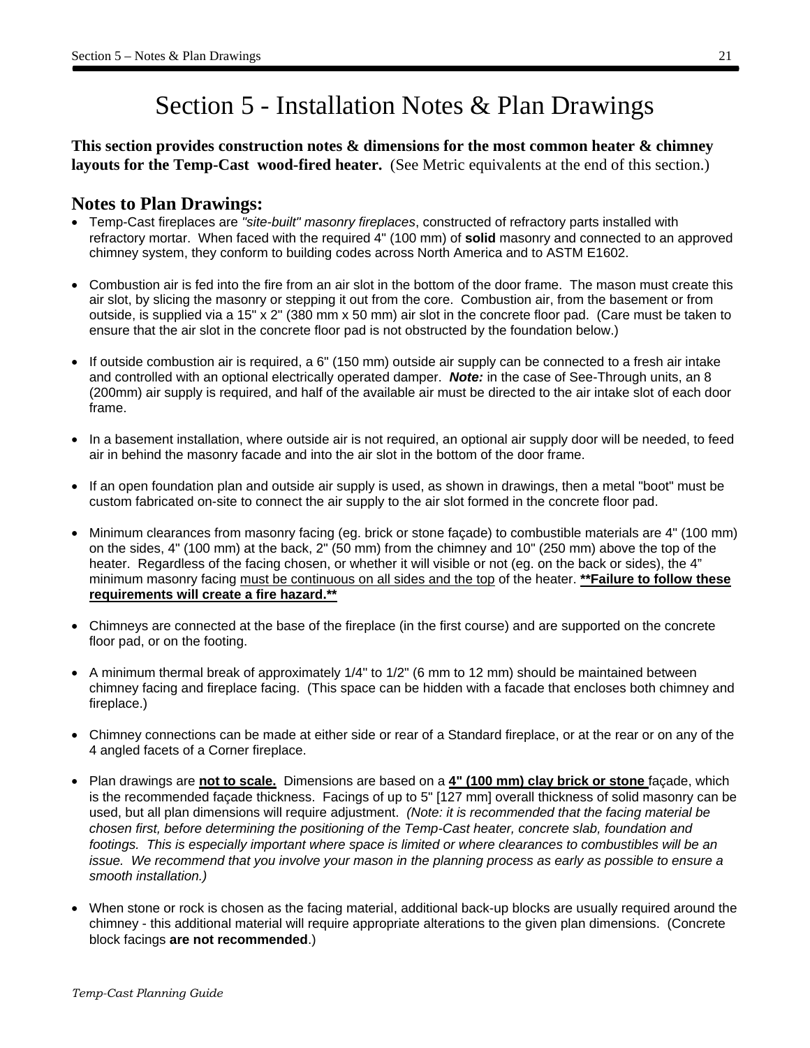# Section 5 - Installation Notes & Plan Drawings

**This section provides construction notes & dimensions for the most common heater & chimney layouts for the Temp-Cast wood-fired heater.** (See Metric equivalents at the end of this section.)

## Notes to Plan Drawings:

- Temp-Cast fireplaces are *"site-built" masonry fireplaces*, constructed of refractory parts installed with refractory mortar. When faced with the required 4" (100 mm) of **solid** masonry and connected to an approved chimney system, they conform to building codes across North America and to ASTM E1602.

- Combustion air is fed into the fire from an air slot in the bottom of the door frame. The mason must create this air slot, by slicing the masonry or stepping it out from the core. Combustion air, from the basement or from outside, is supplied via a 15" x 2" (380 mm x 50 mm) air slot in the concrete floor pad. (Care must be taken to ensure that the air slot in the concrete floor pad is not obstructed by the foundation below.)

- If outside combustion air is required, a 6" (150 mm) outside air supply can be connected to a fresh air intake and controlled with an optional electrically operated damper. ***Note:*** in the case of See-Through units, an 8 (200mm) air supply is required, and half of the available air must be directed to the air intake slot of each door frame.

- In a basement installation, where outside air is not required, an optional air supply door will be needed, to feed air in behind the masonry facade and into the air slot in the bottom of the door frame.

- If an open foundation plan and outside air supply is used, as shown in drawings, then a metal "boot" must be custom fabricated on-site to connect the air supply to the air slot formed in the concrete floor pad.

- Minimum clearances from masonry facing (eg. brick or stone façade) to combustible materials are 4" (100 mm) on the sides, 4" (100 mm) at the back, 2" (50 mm) from the chimney and 10" (250 mm) above the top of the heater. Regardless of the facing chosen, or whether it will visible or not (eg. on the back or sides), the 4" minimum masonry facing <u>must be continuous on all sides and the top</u> of the heater. <u>**\*\*Failure to follow these requirements will create a fire hazard.\*\***</u>

- Chimneys are connected at the base of the fireplace (in the first course) and are supported on the concrete floor pad, or on the footing.

- A minimum thermal break of approximately 1/4" to 1/2" (6 mm to 12 mm) should be maintained between chimney facing and fireplace facing. (This space can be hidden with a facade that encloses both chimney and fireplace.)

- Chimney connections can be made at either side or rear of a Standard fireplace, or at the rear or on any of the 4 angled facets of a Corner fireplace.

- Plan drawings are <u>**not to scale.**</u> Dimensions are based on a <u>**4" (100 mm) clay brick or stone**</u> façade, which is the recommended façade thickness. Facings of up to 5" [127 mm] overall thickness of solid masonry can be used, but all plan dimensions will require adjustment. *(Note: it is recommended that the facing material be chosen first, before determining the positioning of the Temp-Cast heater, concrete slab, foundation and footings. This is especially important where space is limited or where clearances to combustibles will be an issue. We recommend that you involve your mason in the planning process as early as possible to ensure a smooth installation.)*

- When stone or rock is chosen as the facing material, additional back-up blocks are usually required around the chimney - this additional material will require appropriate alterations to the given plan dimensions. (Concrete block facings **are not recommended**.)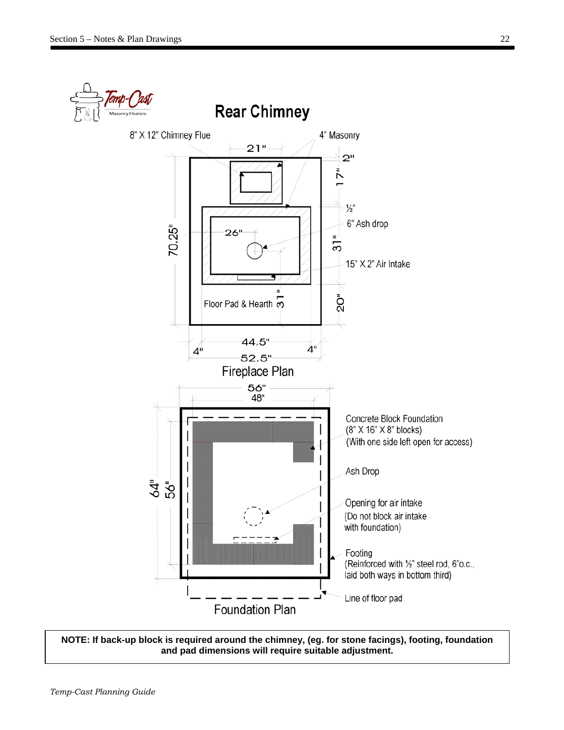# Rear Chimney

8" X 12" Chimney Flue

4" Masonry

21"

2"

17"

½"

6" Ash drop

70.25"

26"

31"

15" X 2" Air Intake

Floor Pad & Hearth

31"

20"

44.5"

4"

4"

52.5"

Fireplace Plan

56"

48"

Concrete Block Foundation
(8" X 16" X 8" blocks)
(With one side left open for access)

Ash Drop

64"

56"

Opening for air intake
(Do not block air intake with foundation)

Footing
(Reinforced with ½" steel rod, 6"o.c., laid both ways in bottom third)

Line of floor pad

Foundation Plan

**NOTE: If back-up block is required around the chimney, (eg. for stone facings), footing, foundation and pad dimensions will require suitable adjustment.**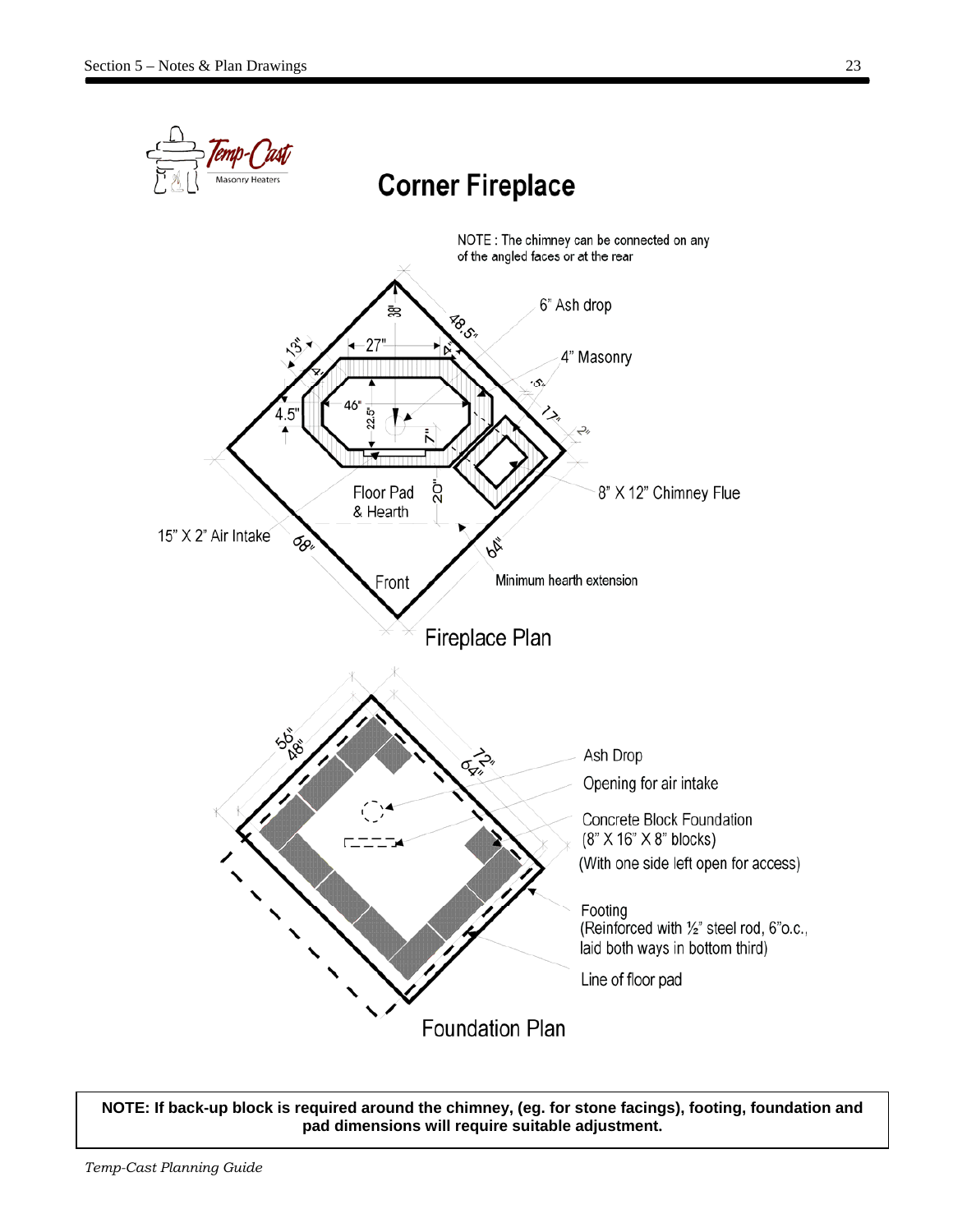# Corner Fireplace

NOTE : The chimney can be connected on any of the angled faces or at the rear

6" Ash drop

4" Masonry

8" X 12" Chimney Flue

Floor Pad & Hearth

15" X 2" Air Intake

Front

Minimum hearth extension

38" 48.5" 13" 27" 4" 4" 4.5" 46" 22.5" 7" 20" 5" 17" 2" 68" 64"

## Fireplace Plan

56" 48" 72" 64"

Ash Drop

Opening for air intake

Concrete Block Foundation (8" X 16" X 8" blocks) (With one side left open for access)

Footing (Reinforced with ½" steel rod, 6"o.c., laid both ways in bottom third)

Line of floor pad

## Foundation Plan

**NOTE: If back-up block is required around the chimney, (eg. for stone facings), footing, foundation and pad dimensions will require suitable adjustment.**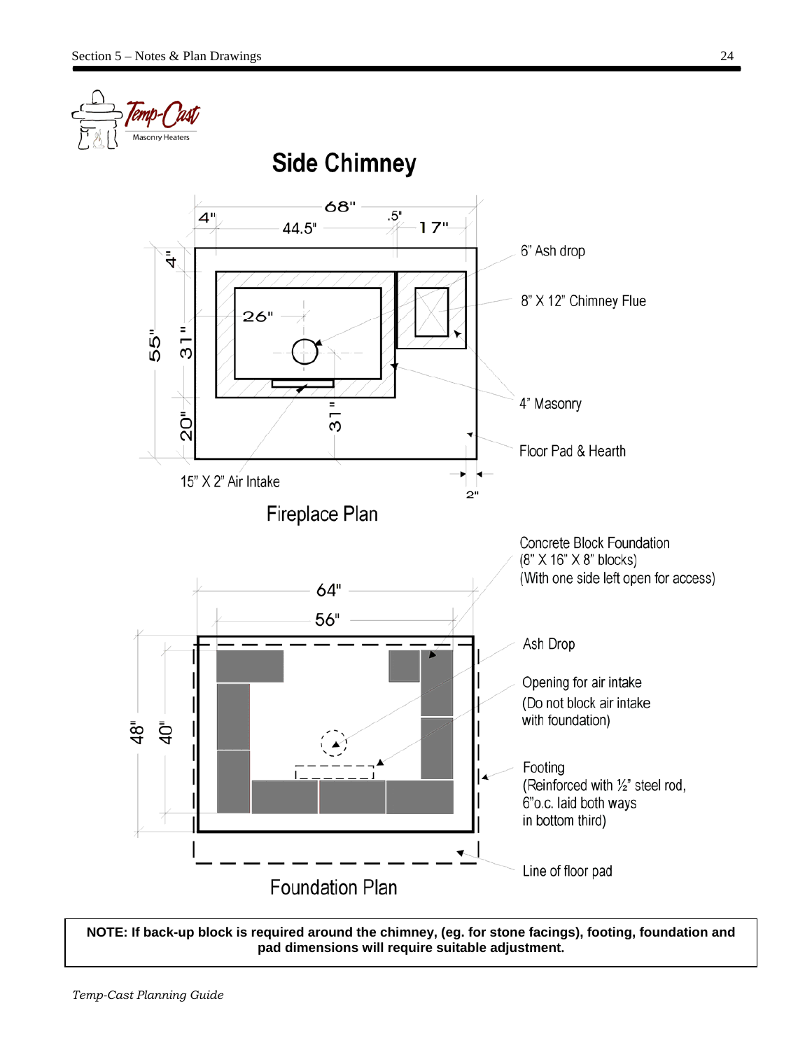# Side Chimney

68"
4" 44.5" .5" 17"

4"
55" 31"
20"
26"
31"

6" Ash drop

8" X 12" Chimney Flue

4" Masonry

Floor Pad & Hearth

15" X 2" Air Intake

2"

## Fireplace Plan

Concrete Block Foundation
(8" X 16" X 8" blocks)
(With one side left open for access)

64"
56"

48" 40"

Ash Drop

Opening for air intake
(Do not block air intake
with foundation)

Footing
(Reinforced with ½" steel rod,
6"o.c. laid both ways
in bottom third)

Line of floor pad

## Foundation Plan

**NOTE: If back-up block is required around the chimney, (eg. for stone facings), footing, foundation and pad dimensions will require suitable adjustment.**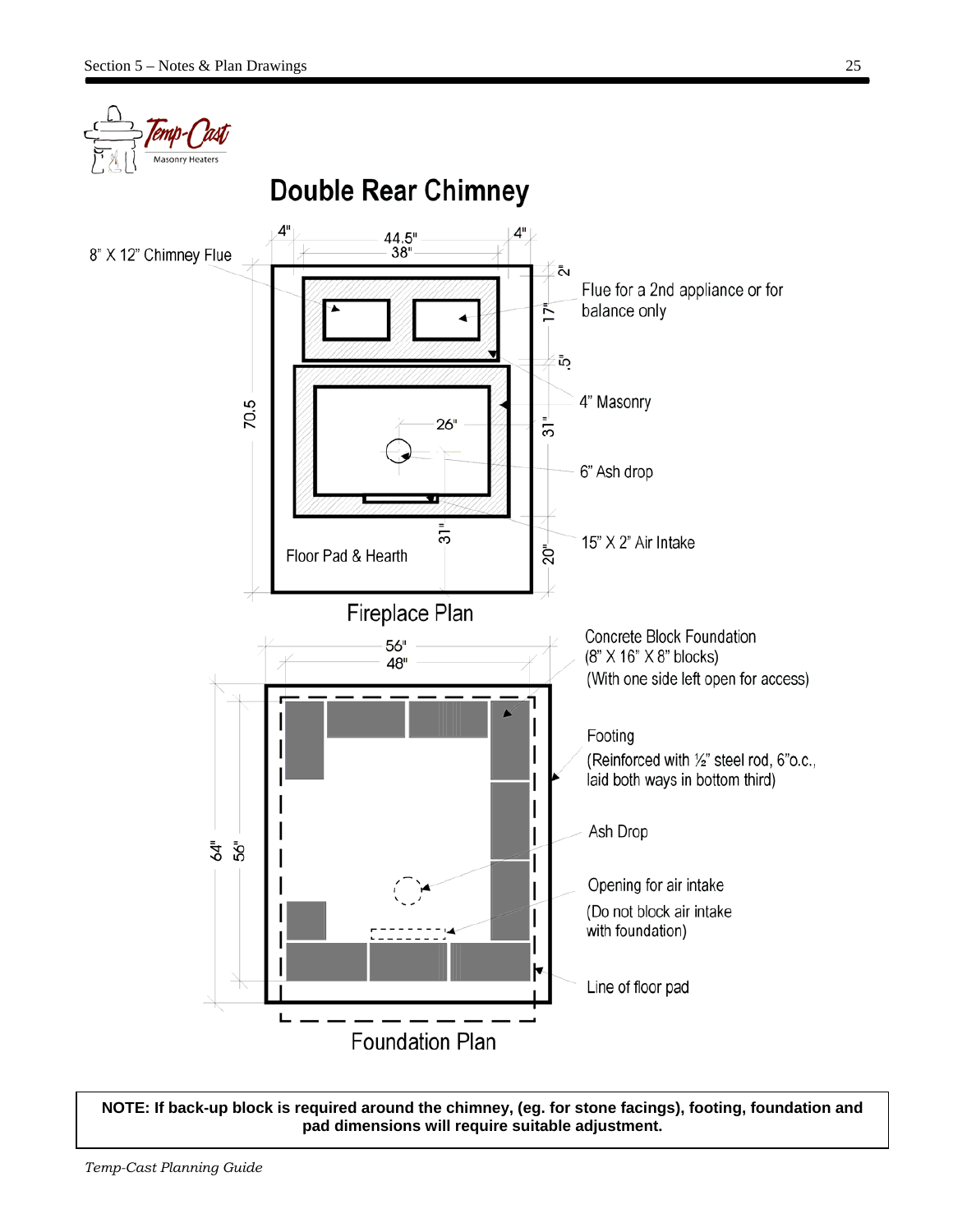# Double Rear Chimney

8" X 12" Chimney Flue

4" 44.5" 38" 4"

2" 17" .5" 31" 20"

70.5

26"

31"

Flue for a 2nd appliance or for balance only

4" Masonry

6" Ash drop

15" X 2" Air Intake

Floor Pad & Hearth

Fireplace Plan

56" 48"

64" 56"

Concrete Block Foundation (8" X 16" X 8" blocks) (With one side left open for access)

Footing (Reinforced with ½" steel rod, 6"o.c., laid both ways in bottom third)

Ash Drop

Opening for air intake (Do not block air intake with foundation)

Line of floor pad

Foundation Plan

**NOTE: If back-up block is required around the chimney, (eg. for stone facings), footing, foundation and pad dimensions will require suitable adjustment.**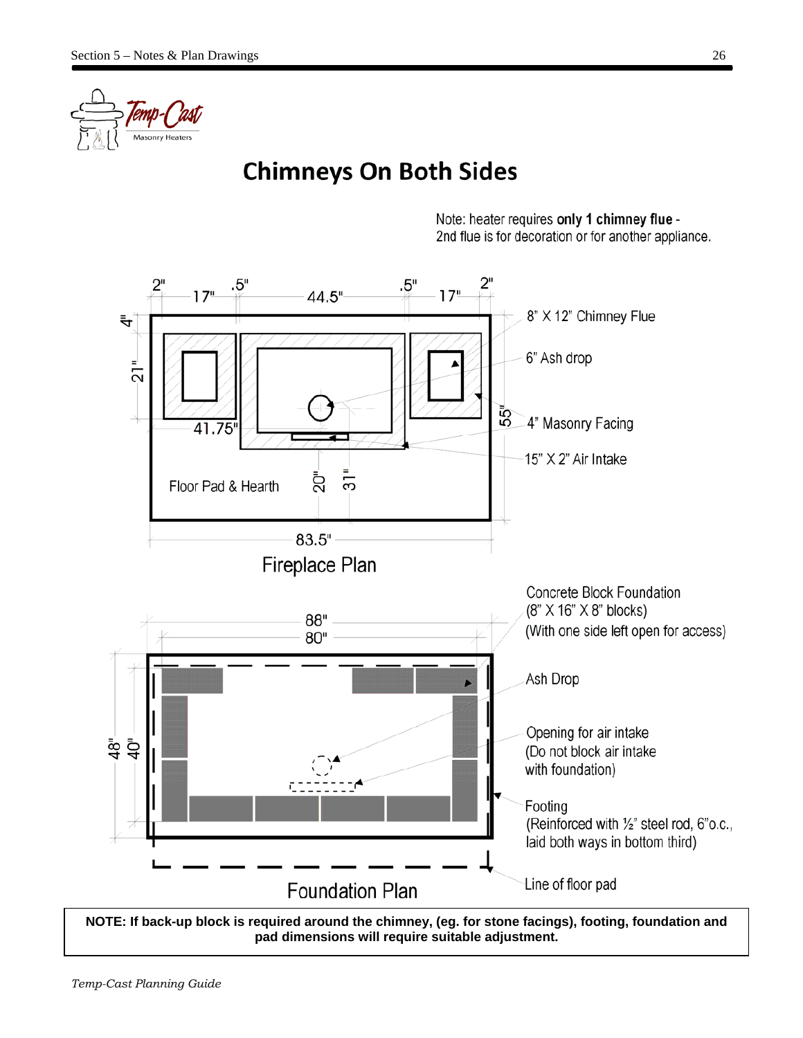# Chimneys On Both Sides

Note: heater requires **only 1 chimney flue** - 2nd flue is for decoration or for another appliance.

2" 17" .5" 44.5" .5" 17" 2"

4" 21" 41.75" 55" 20" 31"

8" X 12" Chimney Flue

6" Ash drop

4" Masonry Facing

15" X 2" Air Intake

Floor Pad & Hearth

83.5"

Fireplace Plan

88" 80" 48" 40"

Concrete Block Foundation (8" X 16" X 8" blocks) (With one side left open for access)

Ash Drop

Opening for air intake (Do not block air intake with foundation)

Footing (Reinforced with ½" steel rod, 6"o.c., laid both ways in bottom third)

Line of floor pad

Foundation Plan

**NOTE: If back-up block is required around the chimney, (eg. for stone facings), footing, foundation and pad dimensions will require suitable adjustment.**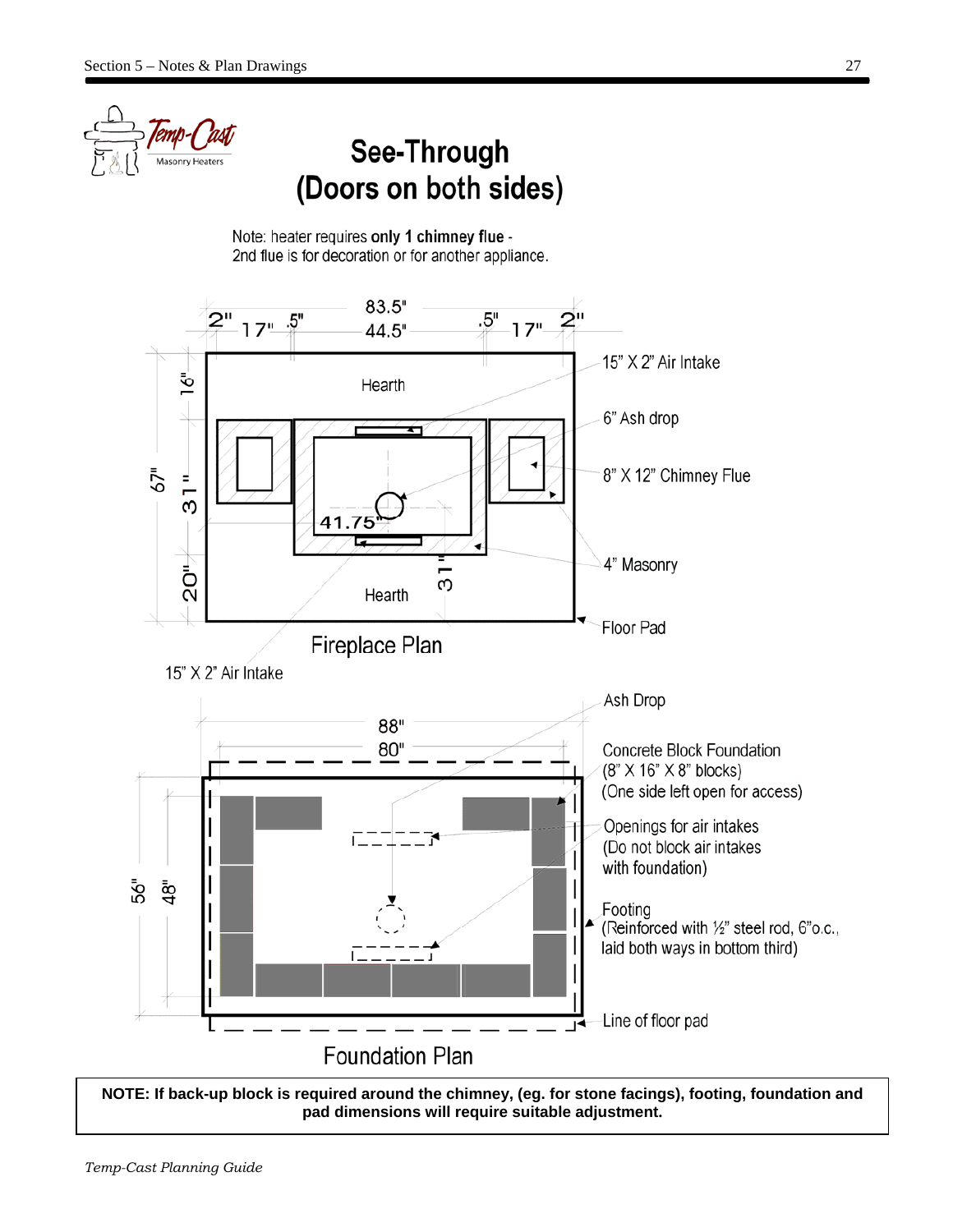# See-Through (Doors on both sides)

Note: heater requires **only 1 chimney flue** - 2nd flue is for decoration or for another appliance.

83.5"

2" 17" .5" 44.5" .5" 17" 2"

67" 16" 31" 20"

Hearth

41.75"

31"

Hearth

15" X 2" Air Intake

6" Ash drop

8" X 12" Chimney Flue

4" Masonry

Floor Pad

Fireplace Plan

15" X 2" Air Intake

88"

80"

56" 48"

Ash Drop

Concrete Block Foundation (8" X 16" X 8" blocks) (One side left open for access)

Openings for air intakes (Do not block air intakes with foundation)

Footing (Reinforced with ½" steel rod, 6"o.c., laid both ways in bottom third)

Line of floor pad

Foundation Plan

**NOTE: If back-up block is required around the chimney, (eg. for stone facings), footing, foundation and pad dimensions will require suitable adjustment.**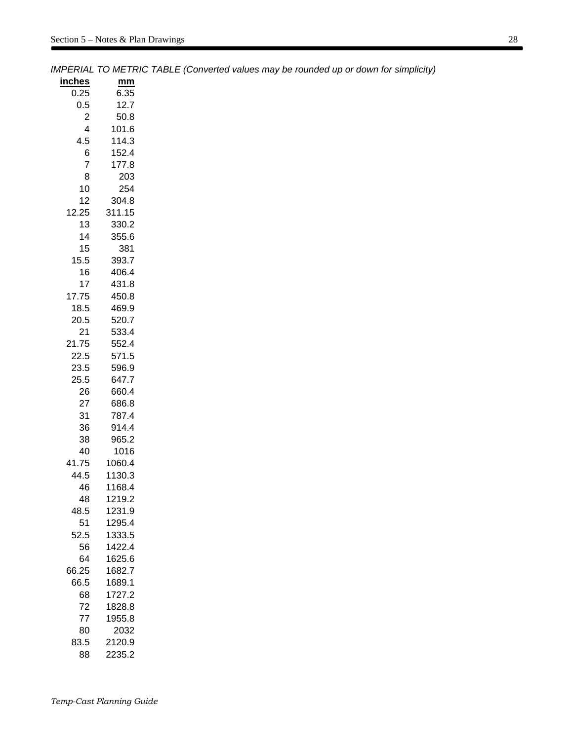*IMPERIAL TO METRIC TABLE (Converted values may be rounded up or down for simplicity)*

| inches | mm |
|---|---|
| 0.25 | 6.35 |
| 0.5 | 12.7 |
| 2 | 50.8 |
| 4 | 101.6 |
| 4.5 | 114.3 |
| 6 | 152.4 |
| 7 | 177.8 |
| 8 | 203 |
| 10 | 254 |
| 12 | 304.8 |
| 12.25 | 311.15 |
| 13 | 330.2 |
| 14 | 355.6 |
| 15 | 381 |
| 15.5 | 393.7 |
| 16 | 406.4 |
| 17 | 431.8 |
| 17.75 | 450.8 |
| 18.5 | 469.9 |
| 20.5 | 520.7 |
| 21 | 533.4 |
| 21.75 | 552.4 |
| 22.5 | 571.5 |
| 23.5 | 596.9 |
| 25.5 | 647.7 |
| 26 | 660.4 |
| 27 | 686.8 |
| 31 | 787.4 |
| 36 | 914.4 |
| 38 | 965.2 |
| 40 | 1016 |
| 41.75 | 1060.4 |
| 44.5 | 1130.3 |
| 46 | 1168.4 |
| 48 | 1219.2 |
| 48.5 | 1231.9 |
| 51 | 1295.4 |
| 52.5 | 1333.5 |
| 56 | 1422.4 |
| 64 | 1625.6 |
| 66.25 | 1682.7 |
| 66.5 | 1689.1 |
| 68 | 1727.2 |
| 72 | 1828.8 |
| 77 | 1955.8 |
| 80 | 2032 |
| 83.5 | 2120.9 |
| 88 | 2235.2 |